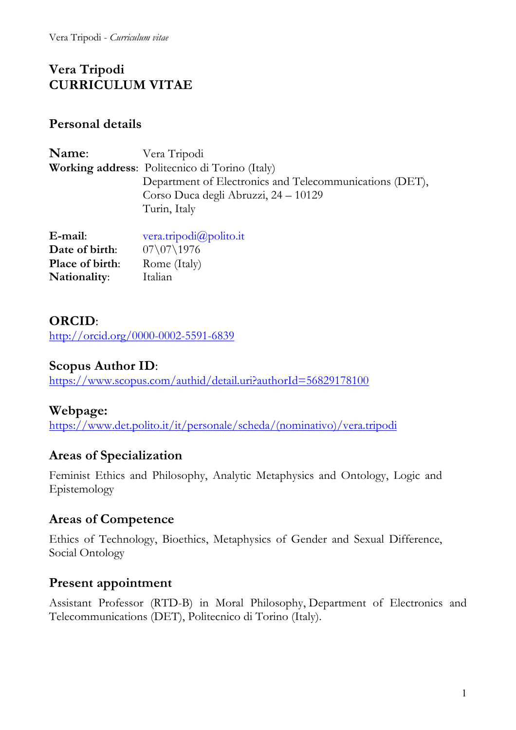# Vera Tripodi
# CURRICULUM VITAE

## Personal details

**Name**: Vera Tripodi
**Working address**: Politecnico di Torino (Italy)
Department of Electronics and Telecommunications (DET),
Corso Duca degli Abruzzi, 24 – 10129
Turin, Italy

**E-mail**: vera.tripodi@polito.it
**Date of birth**: 07\07\1976
**Place of birth**: Rome (Italy)
**Nationality**: Italian

## ORCID:

http://orcid.org/0000-0002-5591-6839

## Scopus Author ID:

https://www.scopus.com/authid/detail.uri?authorId=56829178100

## Webpage:

https://www.det.polito.it/it/personale/scheda/(nominativo)/vera.tripodi

## Areas of Specialization

Feminist Ethics and Philosophy, Analytic Metaphysics and Ontology, Logic and Epistemology

## Areas of Competence

Ethics of Technology, Bioethics, Metaphysics of Gender and Sexual Difference, Social Ontology

## Present appointment

Assistant Professor (RTD-B) in Moral Philosophy, Department of Electronics and Telecommunications (DET), Politecnico di Torino (Italy).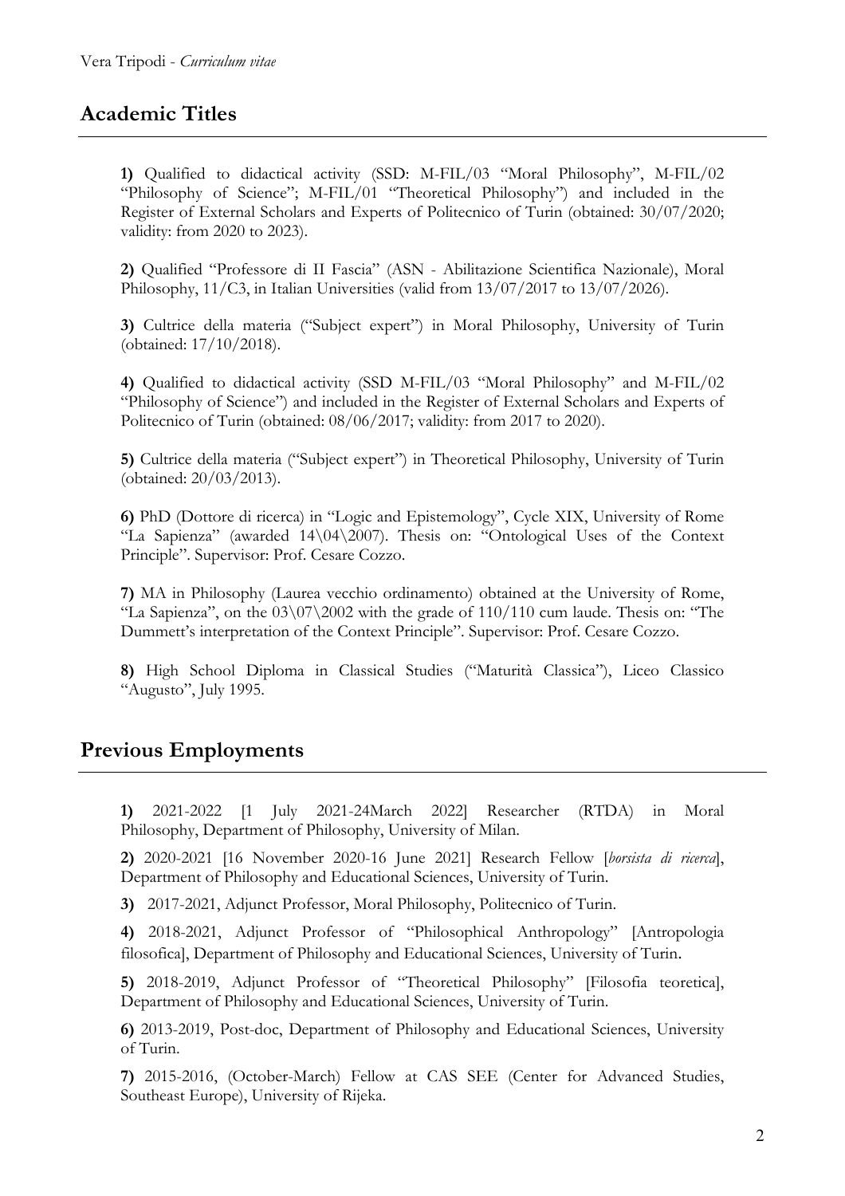## Academic Titles

**1)** Qualified to didactical activity (SSD: M-FIL/03 "Moral Philosophy", M-FIL/02 "Philosophy of Science"; M-FIL/01 "Theoretical Philosophy") and included in the Register of External Scholars and Experts of Politecnico of Turin (obtained: 30/07/2020; validity: from 2020 to 2023).

**2)** Qualified "Professore di II Fascia" (ASN - Abilitazione Scientifica Nazionale), Moral Philosophy, 11/C3, in Italian Universities (valid from 13/07/2017 to 13/07/2026).

**3)** Cultrice della materia ("Subject expert") in Moral Philosophy, University of Turin (obtained: 17/10/2018).

**4)** Qualified to didactical activity (SSD M-FIL/03 "Moral Philosophy" and M-FIL/02 "Philosophy of Science") and included in the Register of External Scholars and Experts of Politecnico of Turin (obtained: 08/06/2017; validity: from 2017 to 2020).

**5)** Cultrice della materia ("Subject expert") in Theoretical Philosophy, University of Turin (obtained: 20/03/2013).

**6)** PhD (Dottore di ricerca) in "Logic and Epistemology", Cycle XIX, University of Rome "La Sapienza" (awarded 14\04\2007). Thesis on: "Ontological Uses of the Context Principle". Supervisor: Prof. Cesare Cozzo.

**7)** MA in Philosophy (Laurea vecchio ordinamento) obtained at the University of Rome, "La Sapienza", on the 03\07\2002 with the grade of 110/110 cum laude. Thesis on: "The Dummett's interpretation of the Context Principle". Supervisor: Prof. Cesare Cozzo.

**8)** High School Diploma in Classical Studies ("Maturità Classica"), Liceo Classico "Augusto", July 1995.

## Previous Employments

**1)** 2021-2022 [1 July 2021-24March 2022] Researcher (RTDA) in Moral Philosophy, Department of Philosophy, University of Milan.

**2)** 2020-2021 [16 November 2020-16 June 2021] Research Fellow [*borsista di ricerca*], Department of Philosophy and Educational Sciences, University of Turin.

**3)** 2017-2021, Adjunct Professor, Moral Philosophy, Politecnico of Turin.

**4)** 2018-2021, Adjunct Professor of "Philosophical Anthropology" [Antropologia filosofica], Department of Philosophy and Educational Sciences, University of Turin.

**5)** 2018-2019, Adjunct Professor of "Theoretical Philosophy" [Filosofia teoretica], Department of Philosophy and Educational Sciences, University of Turin.

**6)** 2013-2019, Post-doc, Department of Philosophy and Educational Sciences, University of Turin.

**7)** 2015-2016, (October-March) Fellow at CAS SEE (Center for Advanced Studies, Southeast Europe), University of Rijeka.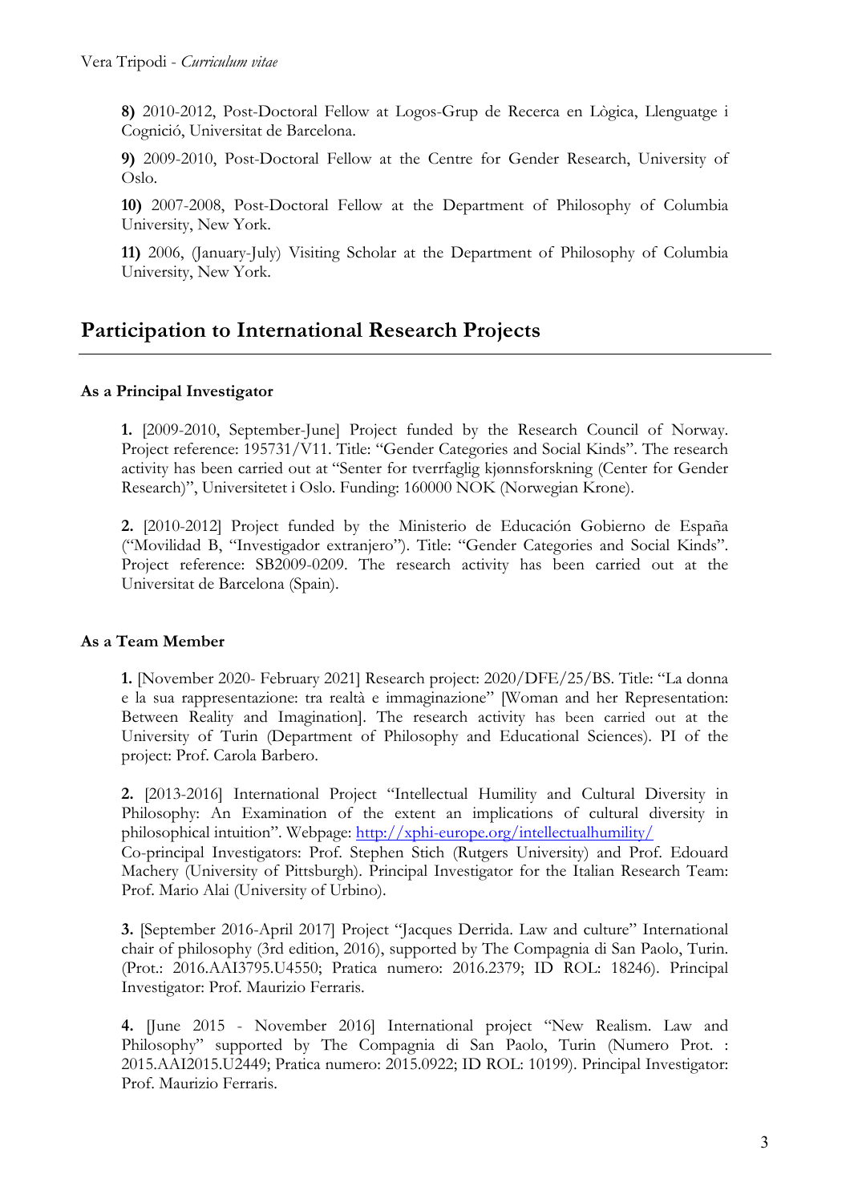**8)** 2010-2012, Post-Doctoral Fellow at Logos-Grup de Recerca en Lògica, Llenguatge i Cognició, Universitat de Barcelona.

**9)** 2009-2010, Post-Doctoral Fellow at the Centre for Gender Research, University of Oslo.

**10)** 2007-2008, Post-Doctoral Fellow at the Department of Philosophy of Columbia University, New York.

**11)** 2006, (January-July) Visiting Scholar at the Department of Philosophy of Columbia University, New York.

## Participation to International Research Projects

### As a Principal Investigator

**1.** [2009-2010, September-June] Project funded by the Research Council of Norway. Project reference: 195731/V11. Title: "Gender Categories and Social Kinds". The research activity has been carried out at "Senter for tverrfaglig kjønnsforskning (Center for Gender Research)", Universitetet i Oslo. Funding: 160000 NOK (Norwegian Krone).

**2.** [2010-2012] Project funded by the Ministerio de Educación Gobierno de España ("Movilidad B, "Investigador extranjero"). Title: "Gender Categories and Social Kinds". Project reference: SB2009-0209. The research activity has been carried out at the Universitat de Barcelona (Spain).

### As a Team Member

**1.** [November 2020- February 2021] Research project: 2020/DFE/25/BS. Title: "La donna e la sua rappresentazione: tra realtà e immaginazione" [Woman and her Representation: Between Reality and Imagination]. The research activity has been carried out at the University of Turin (Department of Philosophy and Educational Sciences). PI of the project: Prof. Carola Barbero.

**2.** [2013-2016] International Project "Intellectual Humility and Cultural Diversity in Philosophy: An Examination of the extent an implications of cultural diversity in philosophical intuition". Webpage: [http://xphi-europe.org/intellectualhumility/](http://xphi-europe.org/intellectualhumility/)
Co-principal Investigators: Prof. Stephen Stich (Rutgers University) and Prof. Edouard Machery (University of Pittsburgh). Principal Investigator for the Italian Research Team: Prof. Mario Alai (University of Urbino).

**3.** [September 2016-April 2017] Project "Jacques Derrida. Law and culture" International chair of philosophy (3rd edition, 2016), supported by The Compagnia di San Paolo, Turin. (Prot.: 2016.AAI3795.U4550; Pratica numero: 2016.2379; ID ROL: 18246). Principal Investigator: Prof. Maurizio Ferraris.

**4.** [June 2015 - November 2016] International project "New Realism. Law and Philosophy" supported by The Compagnia di San Paolo, Turin (Numero Prot. : 2015.AAI2015.U2449; Pratica numero: 2015.0922; ID ROL: 10199). Principal Investigator: Prof. Maurizio Ferraris.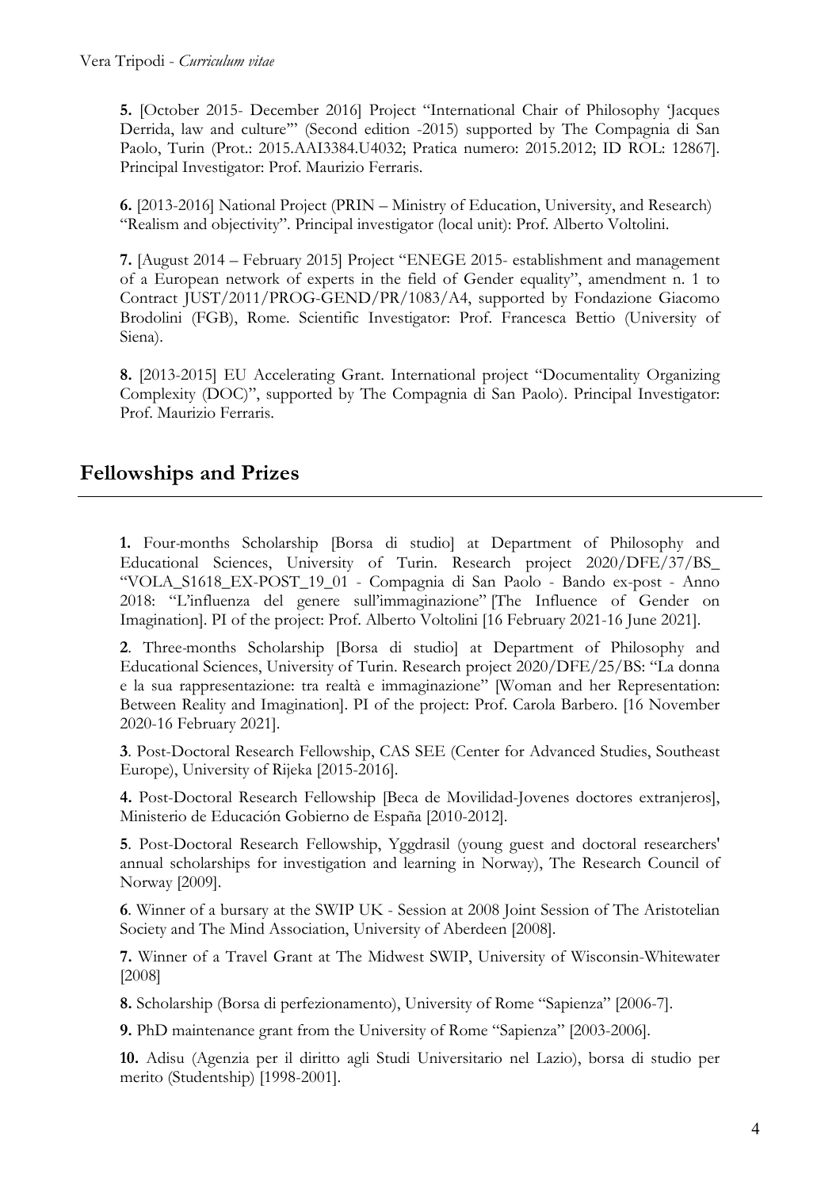**5.** [October 2015- December 2016] Project "International Chair of Philosophy 'Jacques Derrida, law and culture'" (Second edition -2015) supported by The Compagnia di San Paolo, Turin (Prot.: 2015.AAI3384.U4032; Pratica numero: 2015.2012; ID ROL: 12867]. Principal Investigator: Prof. Maurizio Ferraris.

**6.** [2013-2016] National Project (PRIN – Ministry of Education, University, and Research) "Realism and objectivity". Principal investigator (local unit): Prof. Alberto Voltolini.

**7.** [August 2014 – February 2015] Project "ENEGE 2015- establishment and management of a European network of experts in the field of Gender equality", amendment n. 1 to Contract JUST/2011/PROG-GEND/PR/1083/A4, supported by Fondazione Giacomo Brodolini (FGB), Rome. Scientific Investigator: Prof. Francesca Bettio (University of Siena).

**8.** [2013-2015] EU Accelerating Grant. International project "Documentality Organizing Complexity (DOC)", supported by The Compagnia di San Paolo). Principal Investigator: Prof. Maurizio Ferraris.

## Fellowships and Prizes

**1.** Four-months Scholarship [Borsa di studio] at Department of Philosophy and Educational Sciences, University of Turin. Research project 2020/DFE/37/BS_ "VOLA_S1618_EX-POST_19_01 - Compagnia di San Paolo - Bando ex-post - Anno 2018: "L'influenza del genere sull'immaginazione" [The Influence of Gender on Imagination]. PI of the project: Prof. Alberto Voltolini [16 February 2021-16 June 2021].

**2**. Three-months Scholarship [Borsa di studio] at Department of Philosophy and Educational Sciences, University of Turin. Research project 2020/DFE/25/BS: "La donna e la sua rappresentazione: tra realtà e immaginazione" [Woman and her Representation: Between Reality and Imagination]. PI of the project: Prof. Carola Barbero. [16 November 2020-16 February 2021].

**3**. Post-Doctoral Research Fellowship, CAS SEE (Center for Advanced Studies, Southeast Europe), University of Rijeka [2015-2016].

**4.** Post-Doctoral Research Fellowship [Beca de Movilidad-Jovenes doctores extranjeros], Ministerio de Educación Gobierno de España [2010-2012].

**5**. Post-Doctoral Research Fellowship, Yggdrasil (young guest and doctoral researchers' annual scholarships for investigation and learning in Norway), The Research Council of Norway [2009].

**6**. Winner of a bursary at the SWIP UK - Session at 2008 Joint Session of The Aristotelian Society and The Mind Association, University of Aberdeen [2008].

**7.** Winner of a Travel Grant at The Midwest SWIP, University of Wisconsin-Whitewater [2008]

**8.** Scholarship (Borsa di perfezionamento), University of Rome "Sapienza" [2006-7].

**9.** PhD maintenance grant from the University of Rome "Sapienza" [2003-2006].

**10.** Adisu (Agenzia per il diritto agli Studi Universitario nel Lazio), borsa di studio per merito (Studentship) [1998-2001].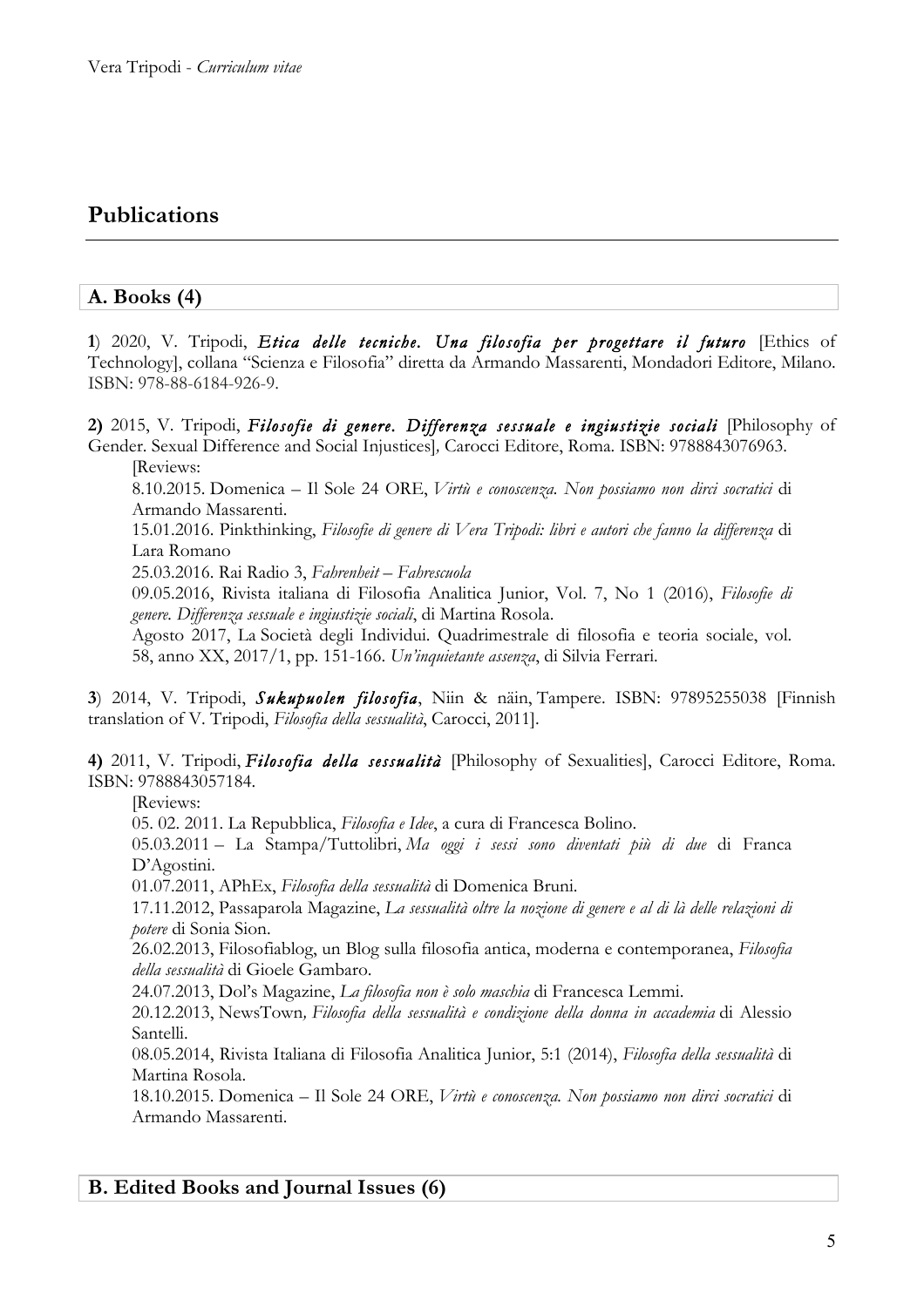## Publications

### A. Books (4)

**1**) 2020, V. Tripodi, ***Etica delle tecniche. Una filosofia per progettare il futuro*** [Ethics of Technology], collana "Scienza e Filosofia" diretta da Armando Massarenti, Mondadori Editore, Milano. ISBN: 978-88-6184-926-9.

**2)** 2015, V. Tripodi, ***Filosofie di genere. Differenza sessuale e ingiustizie sociali*** [Philosophy of Gender. Sexual Difference and Social Injustices], Carocci Editore, Roma. ISBN: 9788843076963.

[Reviews:

8.10.2015. Domenica – Il Sole 24 ORE, *Virtù e conoscenza. Non possiamo non dirci socratici* di Armando Massarenti.

15.01.2016. Pinkthinking, *Filosofie di genere di Vera Tripodi: libri e autori che fanno la differenza* di Lara Romano

25.03.2016. Rai Radio 3, *Fahrenheit – Fahrescuola*

09.05.2016, Rivista italiana di Filosofia Analitica Junior, Vol. 7, No 1 (2016), *Filosofie di genere. Differenza sessuale e ingiustizie sociali*, di Martina Rosola.

Agosto 2017, La Società degli Individui. Quadrimestrale di filosofia e teoria sociale, vol. 58, anno XX, 2017/1, pp. 151-166. *Un'inquietante assenza*, di Silvia Ferrari.

**3**) 2014, V. Tripodi, ***Sukupuolen filosofia***, Niin & näin, Tampere. ISBN: 97895255038 [Finnish translation of V. Tripodi, *Filosofia della sessualità*, Carocci, 2011].

**4)** 2011, V. Tripodi, ***Filosofia della sessualità*** [Philosophy of Sexualities], Carocci Editore, Roma. ISBN: 9788843057184.

[Reviews:

05. 02. 2011. La Repubblica, *Filosofia e Idee*, a cura di Francesca Bolino.

05.03.2011 – La Stampa/Tuttolibri, *Ma oggi i sessi sono diventati più di due* di Franca D'Agostini.

01.07.2011, APhEx, *Filosofia della sessualità* di Domenica Bruni.

17.11.2012, Passaparola Magazine, *La sessualità oltre la nozione di genere e al di là delle relazioni di potere* di Sonia Sion.

26.02.2013, Filosofiablog, un Blog sulla filosofia antica, moderna e contemporanea, *Filosofia della sessualità* di Gioele Gambaro.

24.07.2013, Dol's Magazine, *La filosofia non è solo maschia* di Francesca Lemmi.

20.12.2013, NewsTown*, Filosofia della sessualità e condizione della donna in accademia* di Alessio Santelli.

08.05.2014, Rivista Italiana di Filosofia Analitica Junior, 5:1 (2014), *Filosofia della sessualità* di Martina Rosola.

18.10.2015. Domenica – Il Sole 24 ORE, *Virtù e conoscenza. Non possiamo non dirci socratici* di Armando Massarenti.

### B. Edited Books and Journal Issues (6)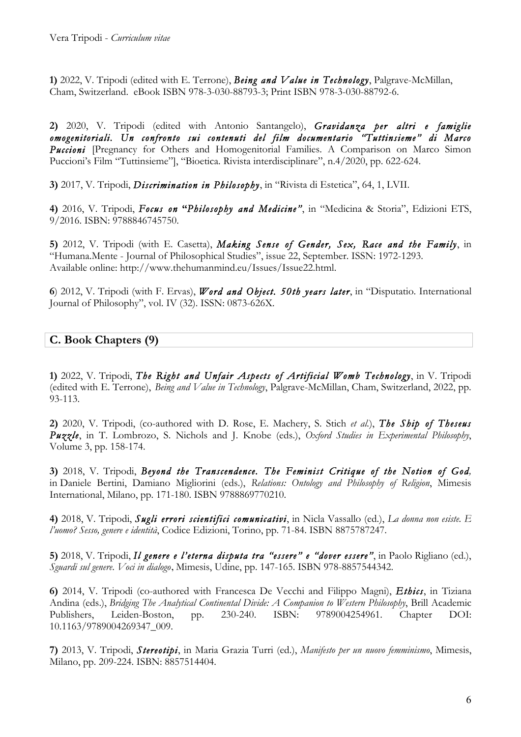**1)** 2022, V. Tripodi (edited with E. Terrone), ***Being and Value in Technology***, Palgrave-McMillan, Cham, Switzerland. eBook ISBN 978-3-030-88793-3; Print ISBN 978-3-030-88792-6.

**2)** 2020, V. Tripodi (edited with Antonio Santangelo), ***Gravidanza per altri e famiglie omogenitoriali. Un confronto sui contenuti del film documentario "Tuttinsieme" di Marco Puccioni*** [Pregnancy for Others and Homogenitorial Families. A Comparison on Marco Simon Puccioni's Film "Tuttinsieme"], "Bioetica. Rivista interdisciplinare", n.4/2020, pp. 622-624.

**3)** 2017, V. Tripodi, ***Discrimination in Philosophy***, in "Rivista di Estetica", 64, 1, LVII.

**4)** 2016, V. Tripodi, ***Focus on "Philosophy and Medicine"***, in "Medicina & Storia", Edizioni ETS, 9/2016. ISBN: 9788846745750.

**5)** 2012, V. Tripodi (with E. Casetta), ***Making Sense of Gender, Sex, Race and the Family***, in "Humana.Mente - Journal of Philosophical Studies", issue 22, September. ISSN: 1972-1293. Available online: http://www.thehumanmind.eu/Issues/Issue22.html.

**6**) 2012, V. Tripodi (with F. Ervas), ***Word and Object. 50th years later***, in "Disputatio. International Journal of Philosophy", vol. IV (32). ISSN: 0873-626X.

## C. Book Chapters (9)

**1)** 2022, V. Tripodi, ***The Right and Unfair Aspects of Artificial Womb Technology***, in V. Tripodi (edited with E. Terrone), *Being and Value in Technology*, Palgrave-McMillan, Cham, Switzerland, 2022, pp. 93-113.

**2)** 2020, V. Tripodi, (co-authored with D. Rose, E. Machery, S. Stich *et al.*), ***The Ship of Theseus Puzzle***, in T. Lombrozo, S. Nichols and J. Knobe (eds.), *Oxford Studies in Experimental Philosophy*, Volume 3, pp. 158-174.

**3)** 2018, V. Tripodi, ***Beyond the Transcendence. The Feminist Critique of the Notion of God,*** in Daniele Bertini, Damiano Migliorini (eds.), *Relations: Ontology and Philosophy of Religion*, Mimesis International, Milano, pp. 171-180. ISBN 9788869770210.

**4)** 2018, V. Tripodi, ***Sugli errori scientifici comunicativi***, in Nicla Vassallo (ed.), *La donna non esiste. E l'uomo? Sesso, genere e identità*, Codice Edizioni, Torino, pp. 71-84. ISBN 8875787247.

**5)** 2018, V. Tripodi, ***Il genere e l'eterna disputa tra "essere" e "dover essere"***, in Paolo Rigliano (ed.), *Sguardi sul genere. Voci in dialogo*, Mimesis, Udine, pp. 147-165. ISBN 978-8857544342.

**6)** 2014, V. Tripodi (co-authored with Francesca De Vecchi and Filippo Magni), ***Ethics***, in Tiziana Andina (eds.), *Bridging The Analytical Continental Divide: A Companion to Western Philosophy*, Brill Academic Publishers, Leiden-Boston, pp. 230-240. ISBN: 9789004254961. Chapter DOI: 10.1163/9789004269347_009.

**7)** 2013, V. Tripodi, ***Stereotipi***, in Maria Grazia Turri (ed.), *Manifesto per un nuovo femminismo*, Mimesis, Milano, pp. 209-224. ISBN: 8857514404.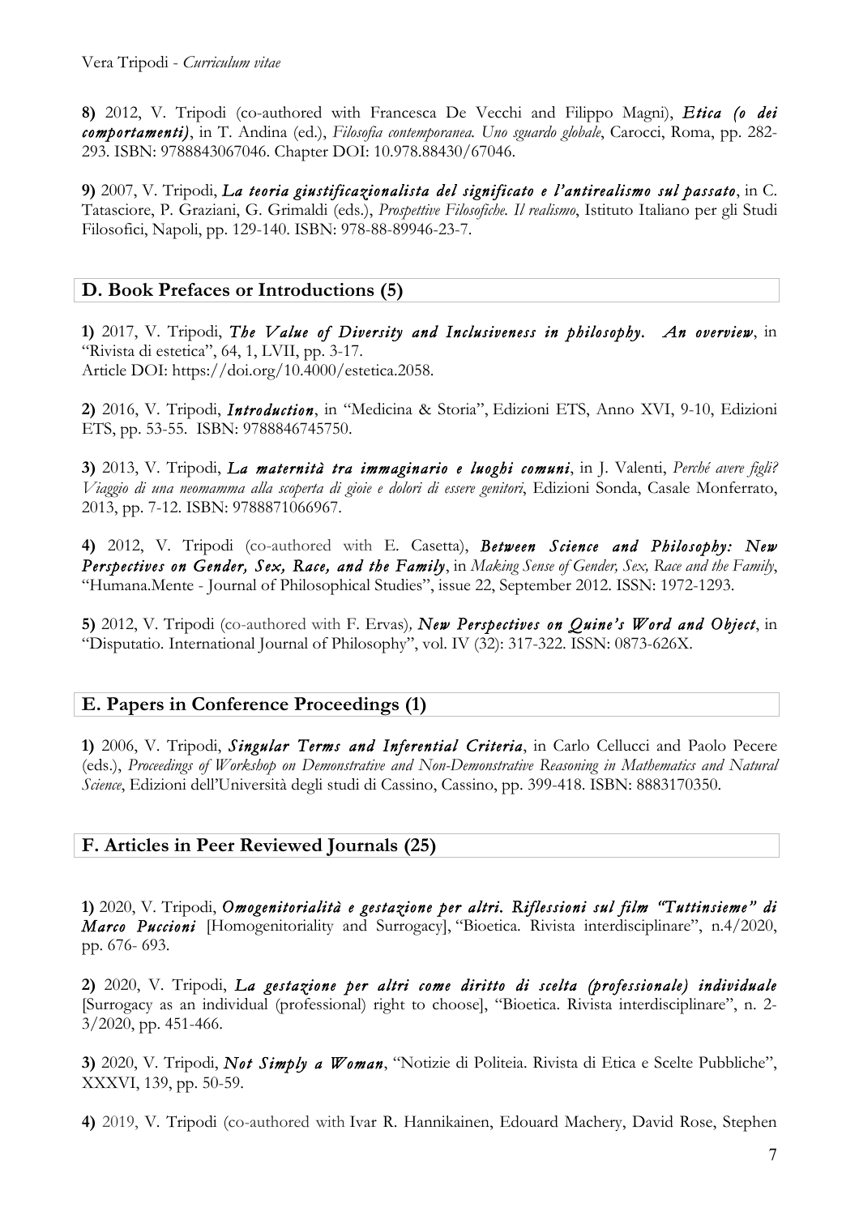**8)** 2012, V. Tripodi (co-authored with Francesca De Vecchi and Filippo Magni), ***Etica (o dei comportamenti)***, in T. Andina (ed.), *Filosofia contemporanea. Uno sguardo globale*, Carocci, Roma, pp. 282-293. ISBN: 9788843067046. Chapter DOI: 10.978.88430/67046.

**9)** 2007, V. Tripodi, ***La teoria giustificazionalista del significato e l'antirealismo sul passato***, in C. Tatasciore, P. Graziani, G. Grimaldi (eds.), *Prospettive Filosofiche. Il realismo*, Istituto Italiano per gli Studi Filosofici, Napoli, pp. 129-140. ISBN: 978-88-89946-23-7.

## D. Book Prefaces or Introductions (5)

**1)** 2017, V. Tripodi, ***The Value of Diversity and Inclusiveness in philosophy. An overview***, in "Rivista di estetica", 64, 1, LVII, pp. 3-17.
Article DOI: https://doi.org/10.4000/estetica.2058.

**2)** 2016, V. Tripodi, ***Introduction***, in "Medicina & Storia", Edizioni ETS, Anno XVI, 9-10, Edizioni ETS, pp. 53-55. ISBN: 9788846745750.

**3)** 2013, V. Tripodi, ***La maternità tra immaginario e luoghi comuni***, in J. Valenti, *Perché avere figli? Viaggio di una neomamma alla scoperta di gioie e dolori di essere genitori*, Edizioni Sonda, Casale Monferrato, 2013, pp. 7-12. ISBN: 9788871066967.

**4)** 2012, V. Tripodi (co-authored with E. Casetta), ***Between Science and Philosophy: New Perspectives on Gender, Sex, Race, and the Family***, in *Making Sense of Gender, Sex, Race and the Family*, "Humana.Mente - Journal of Philosophical Studies", issue 22, September 2012. ISSN: 1972-1293.

**5)** 2012, V. Tripodi (co-authored with F. Ervas), ***New Perspectives on Quine's Word and Object***, in "Disputatio. International Journal of Philosophy", vol. IV (32): 317-322. ISSN: 0873-626X.

## E. Papers in Conference Proceedings (1)

**1)** 2006, V. Tripodi, ***Singular Terms and Inferential Criteria***, in Carlo Cellucci and Paolo Pecere (eds.), *Proceedings of Workshop on Demonstrative and Non-Demonstrative Reasoning in Mathematics and Natural Science*, Edizioni dell'Università degli studi di Cassino, Cassino, pp. 399-418. ISBN: 8883170350.

## F. Articles in Peer Reviewed Journals (25)

**1)** 2020, V. Tripodi, ***Omogenitorialità e gestazione per altri. Riflessioni sul film "Tuttinsieme" di Marco Puccioni*** [Homogenitoriality and Surrogacy], "Bioetica. Rivista interdisciplinare", n.4/2020, pp. 676- 693.

**2)** 2020, V. Tripodi, ***La gestazione per altri come diritto di scelta (professionale) individuale*** [Surrogacy as an individual (professional) right to choose], "Bioetica. Rivista interdisciplinare", n. 2-3/2020, pp. 451-466.

**3)** 2020, V. Tripodi, ***Not Simply a Woman***, "Notizie di Politeia. Rivista di Etica e Scelte Pubbliche", XXXVI, 139, pp. 50-59.

**4)** 2019, V. Tripodi (co-authored with Ivar R. Hannikainen, Edouard Machery, David Rose, Stephen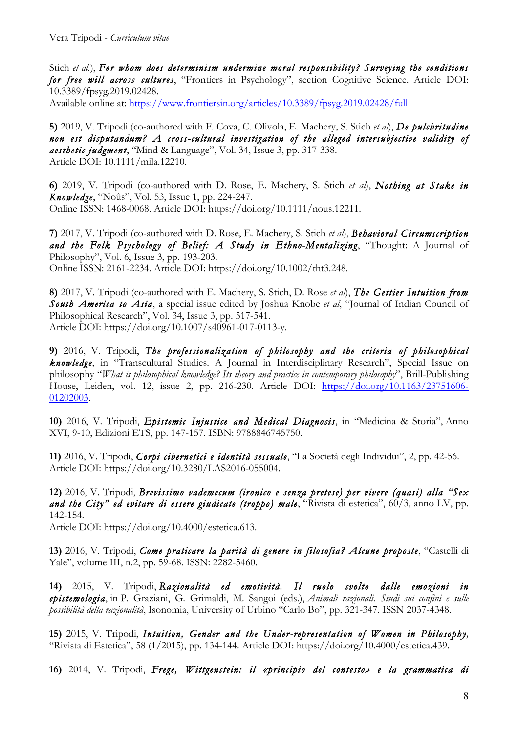Stich *et al.*), ***For whom does determinism undermine moral responsibility? Surveying the conditions for free will across cultures***, "Frontiers in Psychology", section Cognitive Science. Article DOI: 10.3389/fpsyg.2019.02428.
Available online at: https://www.frontiersin.org/articles/10.3389/fpsyg.2019.02428/full

**5)** 2019, V. Tripodi (co-authored with F. Cova, C. Olivola, E. Machery, S. Stich *et al*), ***De pulchritudine non est disputandum? A cross-cultural investigation of the alleged intersubjective validity of aesthetic judgment***, "Mind & Language", Vol. 34, Issue 3, pp. 317-338.
Article DOI: 10.1111/mila.12210.

**6)** 2019, V. Tripodi (co-authored with D. Rose, E. Machery, S. Stich *et al*), ***Nothing at Stake in Knowledge***, "Noûs", Vol. 53, Issue 1, pp. 224-247.
Online ISSN: 1468-0068. Article DOI: https://doi.org/10.1111/nous.12211.

**7)** 2017, V. Tripodi (co-authored with D. Rose, E. Machery, S. Stich *et al*), ***Behavioral Circumscription and the Folk Psychology of Belief: A Study in Ethno-Mentalizing***, "Thought: A Journal of Philosophy", Vol. 6, Issue 3, pp. 193-203.
Online ISSN: 2161-2234. Article DOI: https://doi.org/10.1002/tht3.248.

**8)** 2017, V. Tripodi (co-authored with E. Machery, S. Stich, D. Rose *et al*), ***The Gettier Intuition from South America to Asia***, a special issue edited by Joshua Knobe *et al*, "Journal of Indian Council of Philosophical Research", Vol. 34, Issue 3, pp. 517-541.
Article DOI: https://doi.org/10.1007/s40961-017-0113-y.

**9)** 2016, V. Tripodi, ***The professionalization of philosophy and the criteria of philosophical knowledge***, in "Transcultural Studies. A Journal in Interdisciplinary Research", Special Issue on philosophy "*What is philosophical knowledge? Its theory and practice in contemporary philosophy*", Brill-Publishing House, Leiden, vol. 12, issue 2, pp. 216-230. Article DOI: https://doi.org/10.1163/23751606-01202003.

**10)** 2016, V. Tripodi, ***Epistemic Injustice and Medical Diagnosis***, in "Medicina & Storia", Anno XVI, 9-10, Edizioni ETS, pp. 147-157. ISBN: 9788846745750.

**11)** 2016, V. Tripodi, ***Corpi cibernetici e identità sessuale***, "La Società degli Individui", 2, pp. 42-56.
Article DOI: https://doi.org/10.3280/LAS2016-055004.

**12)** 2016, V. Tripodi, ***Brevissimo vademecum (ironico e senza pretese) per vivere (quasi) alla "Sex and the City" ed evitare di essere giudicate (troppo) male***, "Rivista di estetica", 60/3, anno LV, pp. 142-154.
Article DOI: https://doi.org/10.4000/estetica.613.

**13)** 2016, V. Tripodi, ***Come praticare la parità di genere in filosofia? Alcune proposte***, "Castelli di Yale", volume III, n.2, pp. 59-68. ISSN: 2282-5460.

**14)** 2015, V. Tripodi, ***Razionalità ed emotività. Il ruolo svolto dalle emozioni in epistemologia***, in P. Graziani, G. Grimaldi, M. Sangoi (eds.), *Animali razionali. Studi sui confini e sulle possibilità della razionalità*, Isonomia, University of Urbino "Carlo Bo", pp. 321-347. ISSN 2037-4348.

**15)** 2015, V. Tripodi, ***Intuition, Gender and the Under-representation of Women in Philosophy***, "Rivista di Estetica", 58 (1/2015), pp. 134-144. Article DOI: https://doi.org/10.4000/estetica.439.

**16)** 2014, V. Tripodi, ***Frege, Wittgenstein: il «principio del contesto» e la grammatica di***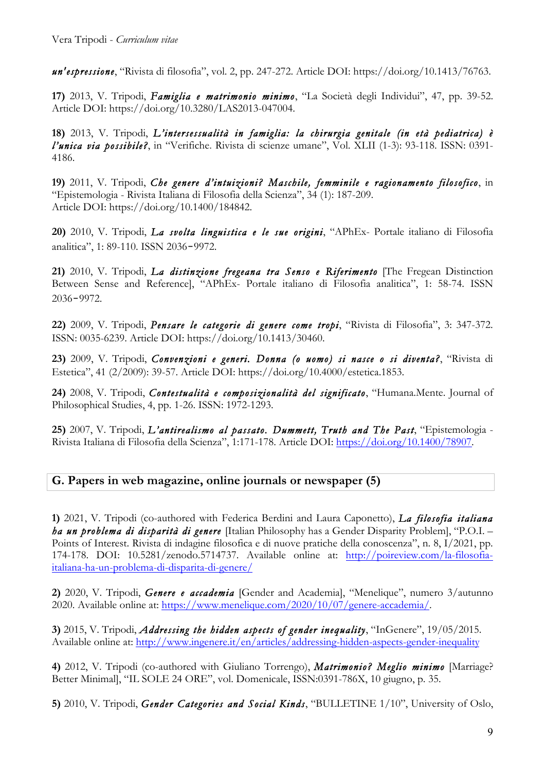***un'espressione***, "Rivista di filosofia", vol. 2, pp. 247-272. Article DOI: https://doi.org/10.1413/76763.

**17)** 2013, V. Tripodi, ***Famiglia e matrimonio minimo***, "La Società degli Individui", 47, pp. 39-52. Article DOI: https://doi.org/10.3280/LAS2013-047004.

**18)** 2013, V. Tripodi, ***L'intersessualità in famiglia: la chirurgia genitale (in età pediatrica) è l'unica via possibile?***, in "Verifiche. Rivista di scienze umane", Vol. XLII (1-3): 93-118. ISSN: 0391-4186.

**19)** 2011, V. Tripodi, ***Che genere d'intuizioni? Maschile, femminile e ragionamento filosofico***, in "Epistemologia - Rivista Italiana di Filosofia della Scienza", 34 (1): 187-209.
Article DOI: https://doi.org/10.1400/184842.

**20)** 2010, V. Tripodi, ***La svolta linguistica e le sue origini***, "APhEx- Portale italiano di Filosofia analitica", 1: 89-110. ISSN 2036-9972.

**21)** 2010, V. Tripodi, ***La distinzione fregeana tra Senso e Riferimento*** [The Fregean Distinction Between Sense and Reference], "APhEx- Portale italiano di Filosofia analitica", 1: 58-74. ISSN 2036-9972.

**22)** 2009, V. Tripodi, ***Pensare le categorie di genere come tropi***, "Rivista di Filosofia", 3: 347-372. ISSN: 0035-6239. Article DOI: https://doi.org/10.1413/30460.

**23)** 2009, V. Tripodi, ***Convenzioni e generi. Donna (o uomo) si nasce o si diventa?***, "Rivista di Estetica", 41 (2/2009): 39-57. Article DOI: https://doi.org/10.4000/estetica.1853.

**24)** 2008, V. Tripodi, ***Contestualità e composizionalità del significato***, "Humana.Mente. Journal of Philosophical Studies, 4, pp. 1-26. ISSN: 1972-1293.

**25)** 2007, V. Tripodi, ***L'antirealismo al passato. Dummett, Truth and The Past***, "Epistemologia - Rivista Italiana di Filosofia della Scienza", 1:171-178. Article DOI: https://doi.org/10.1400/78907.

## G. Papers in web magazine, online journals or newspaper (5)

**1)** 2021, V. Tripodi (co-authored with Federica Berdini and Laura Caponetto), ***La filosofia italiana ha un problema di disparità di genere*** [Italian Philosophy has a Gender Disparity Problem], "P.O.I. – Points of Interest. Rivista di indagine filosofica e di nuove pratiche della conoscenza", n. 8, I/2021, pp. 174-178. DOI: 10.5281/zenodo.5714737. Available online at: http://poireview.com/la-filosofia-italiana-ha-un-problema-di-disparita-di-genere/

**2)** 2020, V. Tripodi, ***Genere e accademia*** [Gender and Academia], "Menelique", numero 3/autunno 2020. Available online at: https://www.menelique.com/2020/10/07/genere-accademia/.

**3)** 2015, V. Tripodi, ***Addressing the hidden aspects of gender inequality***, "InGenere", 19/05/2015. Available online at: http://www.ingenere.it/en/articles/addressing-hidden-aspects-gender-inequality

**4)** 2012, V. Tripodi (co-authored with Giuliano Torrengo), ***Matrimonio? Meglio minimo*** [Marriage? Better Minimal], "IL SOLE 24 ORE", vol. Domenicale, ISSN:0391-786X, 10 giugno, p. 35.

**5)** 2010, V. Tripodi, ***Gender Categories and Social Kinds***, "BULLETINE 1/10", University of Oslo,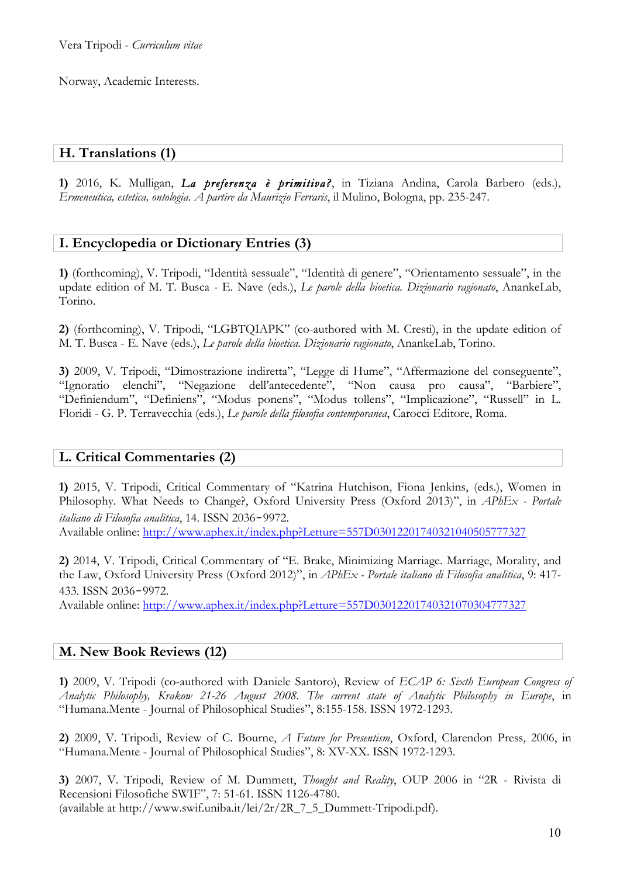Norway, Academic Interests.

## H. Translations (1)

**1)** 2016, K. Mulligan, ***La preferenza è primitiva?***, in Tiziana Andina, Carola Barbero (eds.), *Ermeneutica, estetica, ontologia. A partire da Maurizio Ferraris*, il Mulino, Bologna, pp. 235-247.

## I. Encyclopedia or Dictionary Entries (3)

**1)** (forthcoming), V. Tripodi, "Identità sessuale", "Identità di genere", "Orientamento sessuale", in the update edition of M. T. Busca - E. Nave (eds.), *Le parole della bioetica. Dizionario ragionato*, AnankeLab, Torino.

**2)** (forthcoming), V. Tripodi, "LGBTQIAPK" (co-authored with M. Cresti), in the update edition of M. T. Busca - E. Nave (eds.), *Le parole della bioetica. Dizionario ragionato*, AnankeLab, Torino.

**3)** 2009, V. Tripodi, "Dimostrazione indiretta", "Legge di Hume", "Affermazione del conseguente", "Ignoratio elenchi", "Negazione dell'antecedente", "Non causa pro causa", "Barbiere", "Definiendum", "Definiens", "Modus ponens", "Modus tollens", "Implicazione", "Russell" in L. Floridi - G. P. Terravecchia (eds.), *Le parole della filosofia contemporanea*, Carocci Editore, Roma.

## L. Critical Commentaries (2)

**1)** 2015, V. Tripodi, Critical Commentary of "Katrina Hutchison, Fiona Jenkins, (eds.), Women in Philosophy. What Needs to Change?, Oxford University Press (Oxford 2013)", in *APhEx - Portale italiano di Filosofia analitica*, 14. ISSN 2036-9972.
Available online: http://www.aphex.it/index.php?Letture=557D030122017403210405057773 27

**2)** 2014, V. Tripodi, Critical Commentary of "E. Brake, Minimizing Marriage. Marriage, Morality, and the Law, Oxford University Press (Oxford 2012)", in *APhEx - Portale italiano di Filosofia analitica*, 9: 417-433. ISSN 2036-9972.
Available online: http://www.aphex.it/index.php?Letture=557D030122017403210703047773 27

## M. New Book Reviews (12)

**1)** 2009, V. Tripodi (co-authored with Daniele Santoro), Review of *ECAP 6: Sixth European Congress of Analytic Philosophy, Krakow 21-26 August 2008. The current state of Analytic Philosophy in Europe*, in "Humana.Mente - Journal of Philosophical Studies", 8:155-158. ISSN 1972-1293.

**2)** 2009, V. Tripodi, Review of C. Bourne, *A Future for Presentism*, Oxford, Clarendon Press, 2006, in "Humana.Mente - Journal of Philosophical Studies", 8: XV-XX. ISSN 1972-1293.

**3)** 2007, V. Tripodi, Review of M. Dummett, *Thought and Reality*, OUP 2006 in "2R - Rivista di Recensioni Filosofiche SWIF", 7: 51-61. ISSN 1126-4780.
(available at http://www.swif.uniba.it/lei/2r/2R_7_5_Dummett-Tripodi.pdf).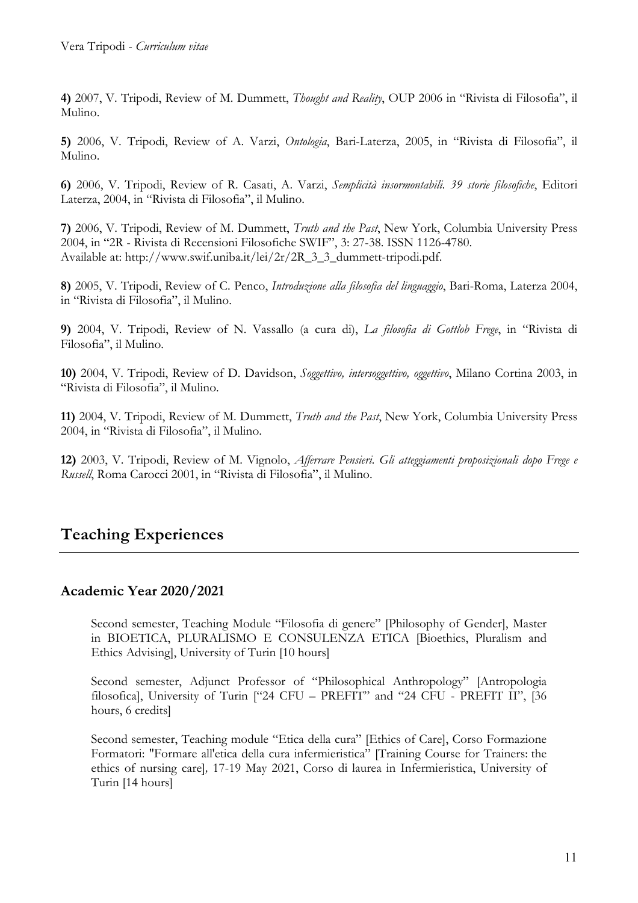**4)** 2007, V. Tripodi, Review of M. Dummett, *Thought and Reality*, OUP 2006 in "Rivista di Filosofia", il Mulino.

**5)** 2006, V. Tripodi, Review of A. Varzi, *Ontologia*, Bari-Laterza, 2005, in "Rivista di Filosofia", il Mulino.

**6)** 2006, V. Tripodi, Review of R. Casati, A. Varzi, *Semplicità insormontabili. 39 storie filosofiche*, Editori Laterza, 2004, in "Rivista di Filosofia", il Mulino.

**7)** 2006, V. Tripodi, Review of M. Dummett, *Truth and the Past*, New York, Columbia University Press 2004, in "2R - Rivista di Recensioni Filosofiche SWIF", 3: 27-38. ISSN 1126-4780.
Available at: http://www.swif.uniba.it/lei/2r/2R_3_3_dummett-tripodi.pdf.

**8)** 2005, V. Tripodi, Review of C. Penco, *Introduzione alla filosofia del linguaggio*, Bari-Roma, Laterza 2004, in "Rivista di Filosofia", il Mulino.

**9)** 2004, V. Tripodi, Review of N. Vassallo (a cura di), *La filosofia di Gottlob Frege*, in "Rivista di Filosofia", il Mulino.

**10)** 2004, V. Tripodi, Review of D. Davidson, *Soggettivo, intersoggettivo, oggettivo*, Milano Cortina 2003, in "Rivista di Filosofia", il Mulino.

**11)** 2004, V. Tripodi, Review of M. Dummett, *Truth and the Past*, New York, Columbia University Press 2004, in "Rivista di Filosofia", il Mulino.

**12)** 2003, V. Tripodi, Review of M. Vignolo, *Afferrare Pensieri. Gli atteggiamenti proposizionali dopo Frege e Russell*, Roma Carocci 2001, in "Rivista di Filosofia", il Mulino.

## Teaching Experiences

### Academic Year 2020/2021

Second semester, Teaching Module "Filosofia di genere" [Philosophy of Gender], Master in BIOETICA, PLURALISMO E CONSULENZA ETICA [Bioethics, Pluralism and Ethics Advising], University of Turin [10 hours]

Second semester, Adjunct Professor of "Philosophical Anthropology" [Antropologia filosofica], University of Turin ["24 CFU – PREFIT" and "24 CFU - PREFIT II", [36 hours, 6 credits]

Second semester, Teaching module "Etica della cura" [Ethics of Care], Corso Formazione Formatori: "Formare all'etica della cura infermieristica" [Training Course for Trainers: the ethics of nursing care], 17-19 May 2021, Corso di laurea in Infermieristica, University of Turin [14 hours]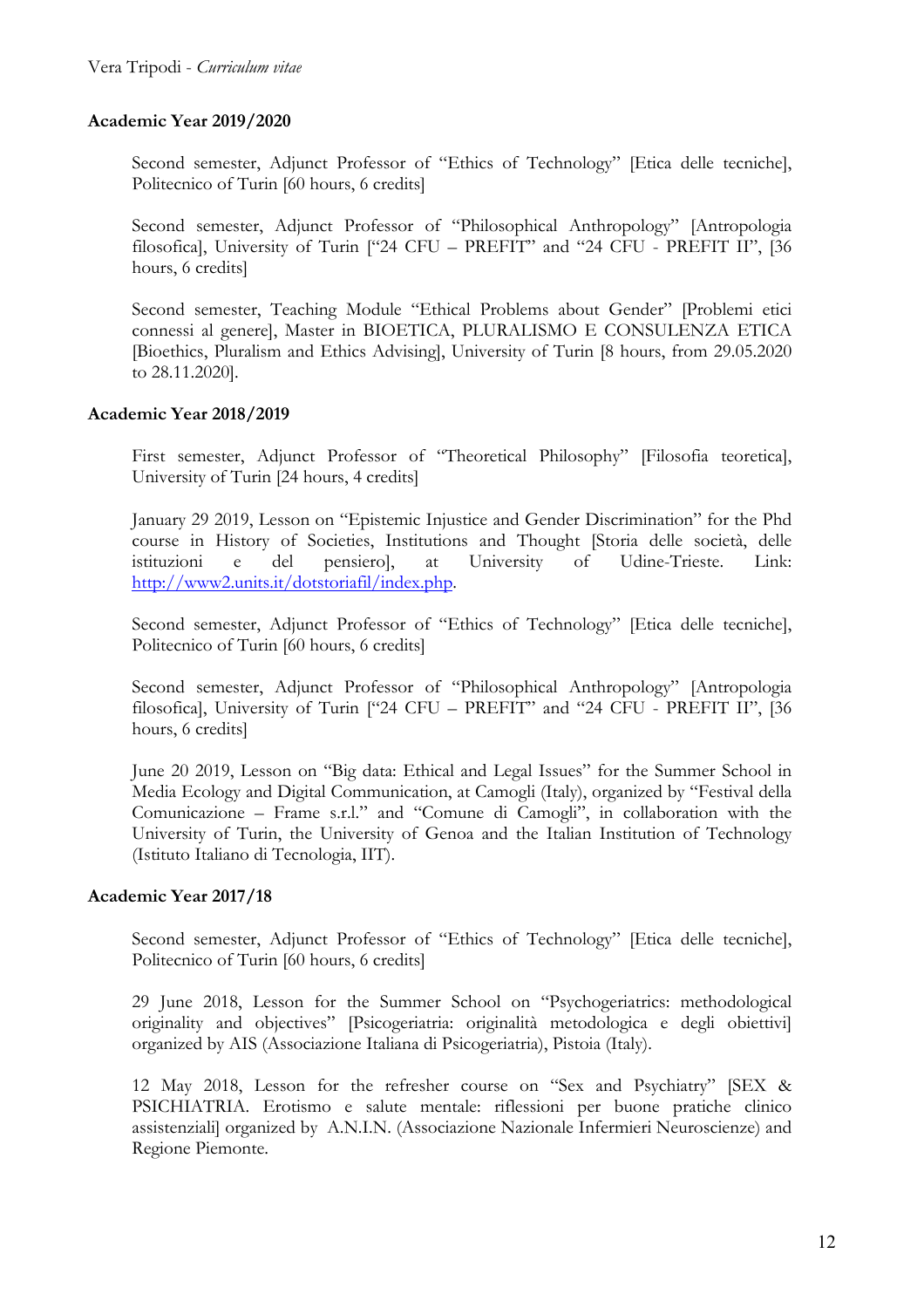**Academic Year 2019/2020**

Second semester, Adjunct Professor of "Ethics of Technology" [Etica delle tecniche], Politecnico of Turin [60 hours, 6 credits]

Second semester, Adjunct Professor of "Philosophical Anthropology" [Antropologia filosofica], University of Turin ["24 CFU – PREFIT" and "24 CFU - PREFIT II", [36 hours, 6 credits]

Second semester, Teaching Module "Ethical Problems about Gender" [Problemi etici connessi al genere], Master in BIOETICA, PLURALISMO E CONSULENZA ETICA [Bioethics, Pluralism and Ethics Advising], University of Turin [8 hours, from 29.05.2020 to 28.11.2020].

**Academic Year 2018/2019**

First semester, Adjunct Professor of "Theoretical Philosophy" [Filosofia teoretica], University of Turin [24 hours, 4 credits]

January 29 2019, Lesson on "Epistemic Injustice and Gender Discrimination" for the Phd course in History of Societies, Institutions and Thought [Storia delle società, delle istituzioni e del pensiero], at University of Udine-Trieste. Link: http://www2.units.it/dotstoriafil/index.php.

Second semester, Adjunct Professor of "Ethics of Technology" [Etica delle tecniche], Politecnico of Turin [60 hours, 6 credits]

Second semester, Adjunct Professor of "Philosophical Anthropology" [Antropologia filosofica], University of Turin ["24 CFU – PREFIT" and "24 CFU - PREFIT II", [36 hours, 6 credits]

June 20 2019, Lesson on "Big data: Ethical and Legal Issues" for the Summer School in Media Ecology and Digital Communication, at Camogli (Italy), organized by "Festival della Comunicazione – Frame s.r.l." and "Comune di Camogli", in collaboration with the University of Turin, the University of Genoa and the Italian Institution of Technology (Istituto Italiano di Tecnologia, IIT).

**Academic Year 2017/18**

Second semester, Adjunct Professor of "Ethics of Technology" [Etica delle tecniche], Politecnico of Turin [60 hours, 6 credits]

29 June 2018, Lesson for the Summer School on "Psychogeriatrics: methodological originality and objectives" [Psicogeriatria: originalità metodologica e degli obiettivi] organized by AIS (Associazione Italiana di Psicogeriatria), Pistoia (Italy).

12 May 2018, Lesson for the refresher course on "Sex and Psychiatry" [SEX & PSICHIATRIA. Erotismo e salute mentale: riflessioni per buone pratiche clinico assistenziali] organized by A.N.I.N. (Associazione Nazionale Infermieri Neuroscienze) and Regione Piemonte.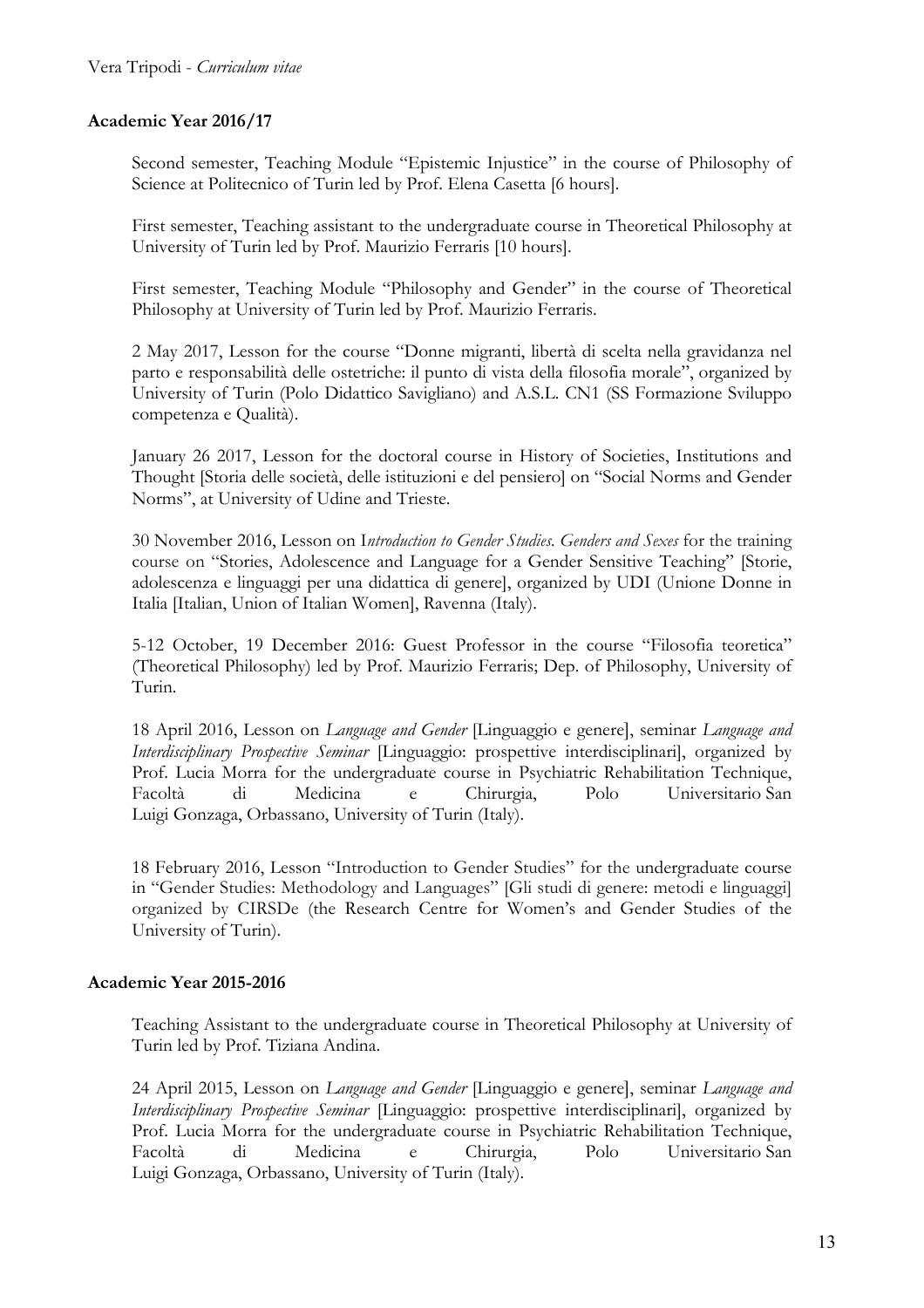**Academic Year 2016/17**

Second semester, Teaching Module "Epistemic Injustice" in the course of Philosophy of Science at Politecnico of Turin led by Prof. Elena Casetta [6 hours].

First semester, Teaching assistant to the undergraduate course in Theoretical Philosophy at University of Turin led by Prof. Maurizio Ferraris [10 hours].

First semester, Teaching Module "Philosophy and Gender" in the course of Theoretical Philosophy at University of Turin led by Prof. Maurizio Ferraris.

2 May 2017, Lesson for the course "Donne migranti, libertà di scelta nella gravidanza nel parto e responsabilità delle ostetriche: il punto di vista della filosofia morale", organized by University of Turin (Polo Didattico Savigliano) and A.S.L. CN1 (SS Formazione Sviluppo competenza e Qualità).

January 26 2017, Lesson for the doctoral course in History of Societies, Institutions and Thought [Storia delle società, delle istituzioni e del pensiero] on "Social Norms and Gender Norms", at University of Udine and Trieste.

30 November 2016, Lesson on I*ntroduction to Gender Studies. Genders and Sexes* for the training course on "Stories, Adolescence and Language for a Gender Sensitive Teaching" [Storie, adolescenza e linguaggi per una didattica di genere], organized by UDI (Unione Donne in Italia [Italian, Union of Italian Women], Ravenna (Italy).

5-12 October, 19 December 2016: Guest Professor in the course "Filosofia teoretica" (Theoretical Philosophy) led by Prof. Maurizio Ferraris; Dep. of Philosophy, University of Turin.

18 April 2016, Lesson on *Language and Gender* [Linguaggio e genere], seminar *Language and Interdisciplinary Prospective Seminar* [Linguaggio: prospettive interdisciplinari], organized by Prof. Lucia Morra for the undergraduate course in Psychiatric Rehabilitation Technique, Facoltà di Medicina e Chirurgia, Polo Universitario San Luigi Gonzaga, Orbassano, University of Turin (Italy).

18 February 2016, Lesson "Introduction to Gender Studies" for the undergraduate course in "Gender Studies: Methodology and Languages" [Gli studi di genere: metodi e linguaggi] organized by CIRSDe (the Research Centre for Women's and Gender Studies of the University of Turin).

**Academic Year 2015-2016**

Teaching Assistant to the undergraduate course in Theoretical Philosophy at University of Turin led by Prof. Tiziana Andina.

24 April 2015, Lesson on *Language and Gender* [Linguaggio e genere], seminar *Language and Interdisciplinary Prospective Seminar* [Linguaggio: prospettive interdisciplinari], organized by Prof. Lucia Morra for the undergraduate course in Psychiatric Rehabilitation Technique, Facoltà di Medicina e Chirurgia, Polo Universitario San Luigi Gonzaga, Orbassano, University of Turin (Italy).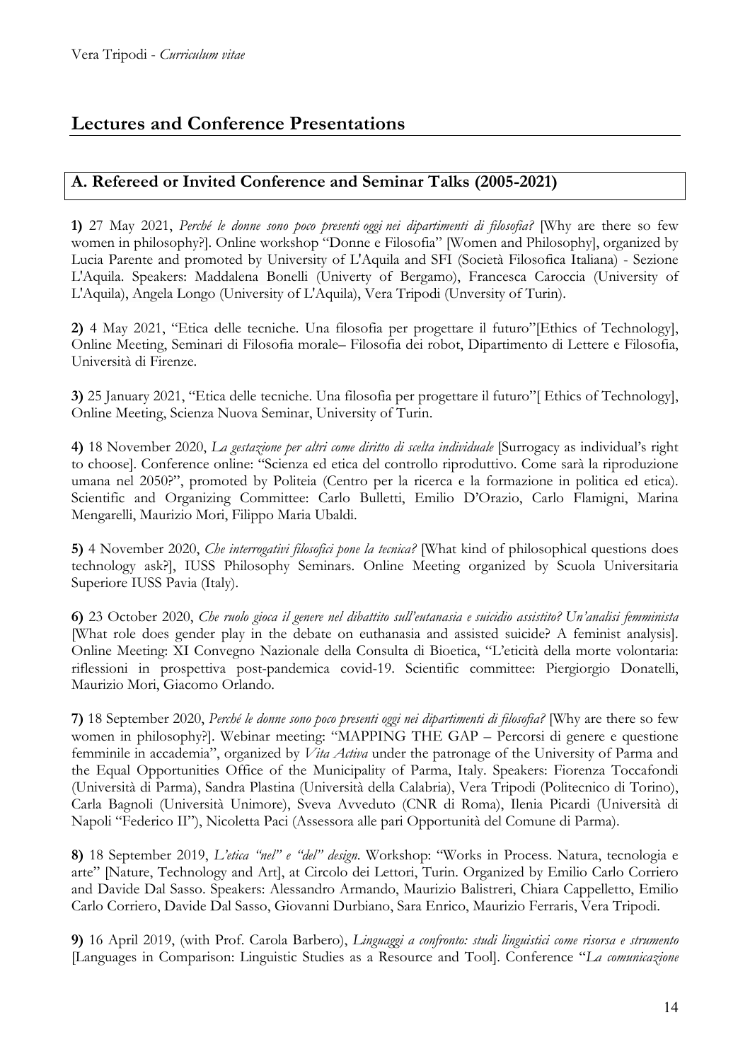## Lectures and Conference Presentations

### A. Refereed or Invited Conference and Seminar Talks (2005-2021)

**1)** 27 May 2021, *Perché le donne sono poco presenti oggi nei dipartimenti di filosofia?* [Why are there so few women in philosophy?]. Online workshop "Donne e Filosofia" [Women and Philosophy], organized by Lucia Parente and promoted by University of L'Aquila and SFI (Società Filosofica Italiana) - Sezione L'Aquila. Speakers: Maddalena Bonelli (Univerty of Bergamo), Francesca Caroccia (University of L'Aquila), Angela Longo (University of L'Aquila), Vera Tripodi (Unversity of Turin).

**2)** 4 May 2021, "Etica delle tecniche. Una filosofia per progettare il futuro"[Ethics of Technology], Online Meeting, Seminari di Filosofia morale– Filosofia dei robot, Dipartimento di Lettere e Filosofia, Università di Firenze.

**3)** 25 January 2021, "Etica delle tecniche. Una filosofia per progettare il futuro"[ Ethics of Technology], Online Meeting, Scienza Nuova Seminar, University of Turin.

**4)** 18 November 2020, *La gestazione per altri come diritto di scelta individuale* [Surrogacy as individual's right to choose]. Conference online: "Scienza ed etica del controllo riproduttivo. Come sarà la riproduzione umana nel 2050?", promoted by Politeia (Centro per la ricerca e la formazione in politica ed etica). Scientific and Organizing Committee: Carlo Bulletti, Emilio D'Orazio, Carlo Flamigni, Marina Mengarelli, Maurizio Mori, Filippo Maria Ubaldi.

**5)** 4 November 2020, *Che interrogativi filosofici pone la tecnica?* [What kind of philosophical questions does technology ask?], IUSS Philosophy Seminars. Online Meeting organized by Scuola Universitaria Superiore IUSS Pavia (Italy).

**6)** 23 October 2020, *Che ruolo gioca il genere nel dibattito sull'eutanasia e suicidio assistito? Un'analisi femminista* [What role does gender play in the debate on euthanasia and assisted suicide? A feminist analysis]. Online Meeting: XI Convegno Nazionale della Consulta di Bioetica, "L'eticità della morte volontaria: riflessioni in prospettiva post-pandemica covid-19. Scientific committee: Piergiorgio Donatelli, Maurizio Mori, Giacomo Orlando.

**7)** 18 September 2020, *Perché le donne sono poco presenti oggi nei dipartimenti di filosofia?* [Why are there so few women in philosophy?]. Webinar meeting: "MAPPING THE GAP – Percorsi di genere e questione femminile in accademia", organized by *Vita Activa* under the patronage of the University of Parma and the Equal Opportunities Office of the Municipality of Parma, Italy. Speakers: Fiorenza Toccafondi (Università di Parma), Sandra Plastina (Università della Calabria), Vera Tripodi (Politecnico di Torino), Carla Bagnoli (Università Unimore), Sveva Avveduto (CNR di Roma), Ilenia Picardi (Università di Napoli "Federico II"), Nicoletta Paci (Assessora alle pari Opportunità del Comune di Parma).

**8)** 18 September 2019, *L'etica "nel" e "del" design*. Workshop: "Works in Process. Natura, tecnologia e arte" [Nature, Technology and Art], at Circolo dei Lettori, Turin. Organized by Emilio Carlo Corriero and Davide Dal Sasso. Speakers: Alessandro Armando, Maurizio Balistreri, Chiara Cappelletto, Emilio Carlo Corriero, Davide Dal Sasso, Giovanni Durbiano, Sara Enrico, Maurizio Ferraris, Vera Tripodi.

**9)** 16 April 2019, (with Prof. Carola Barbero), *Linguaggi a confronto: studi linguistici come risorsa e strumento* [Languages in Comparison: Linguistic Studies as a Resource and Tool]. Conference "*La comunicazione*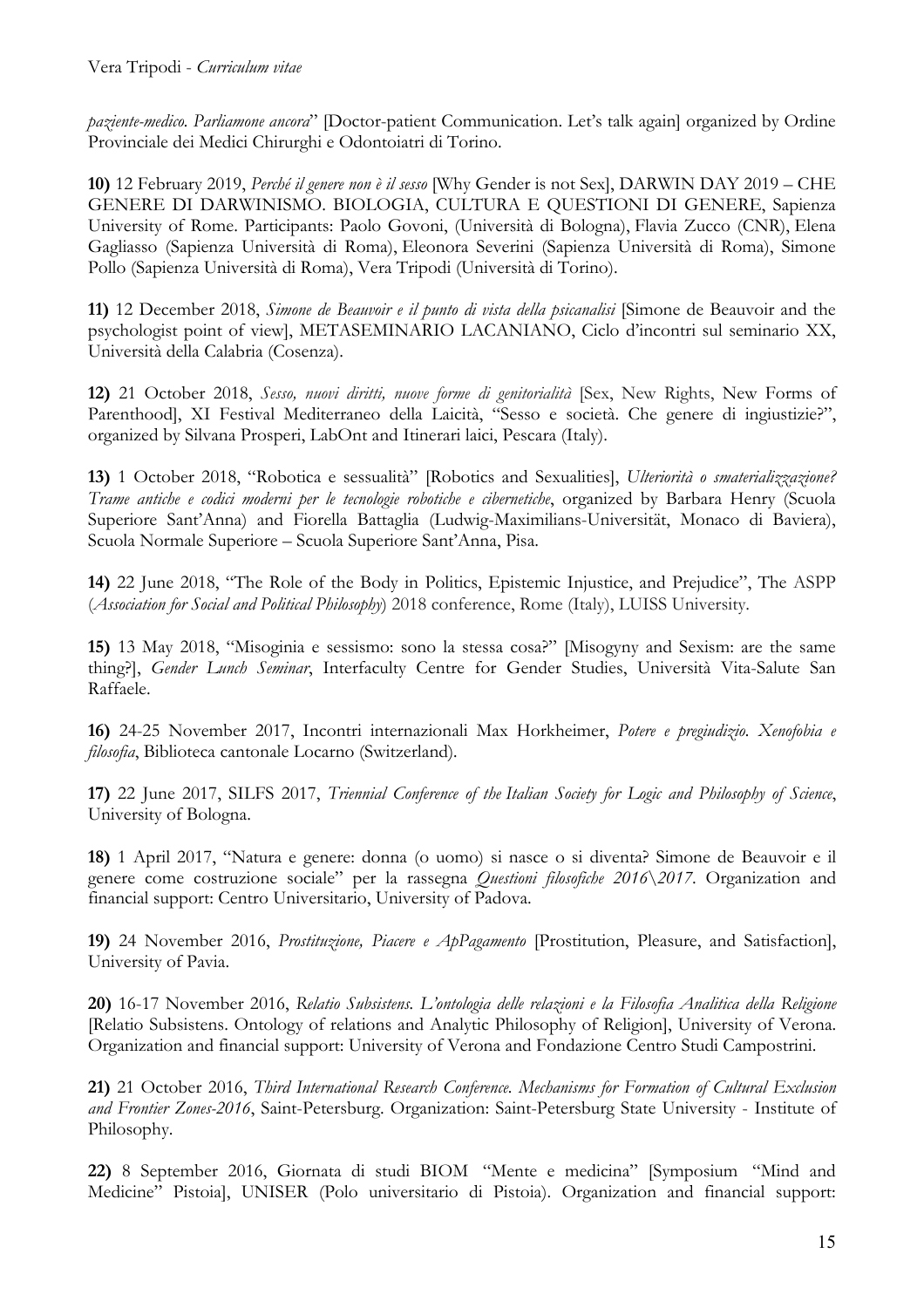*paziente-medico. Parliamone ancora*" [Doctor-patient Communication. Let's talk again] organized by Ordine Provinciale dei Medici Chirurghi e Odontoiatri di Torino.

**10)** 12 February 2019, *Perché il genere non è il sesso* [Why Gender is not Sex], DARWIN DAY 2019 – CHE GENERE DI DARWINISMO. BIOLOGIA, CULTURA E QUESTIONI DI GENERE, Sapienza University of Rome. Participants: Paolo Govoni, (Università di Bologna), Flavia Zucco (CNR), Elena Gagliasso (Sapienza Università di Roma), Eleonora Severini (Sapienza Università di Roma), Simone Pollo (Sapienza Università di Roma), Vera Tripodi (Università di Torino).

**11)** 12 December 2018, *Simone de Beauvoir e il punto di vista della psicanalisi* [Simone de Beauvoir and the psychologist point of view], METASEMINARIO LACANIANO, Ciclo d'incontri sul seminario XX, Università della Calabria (Cosenza).

**12)** 21 October 2018, *Sesso, nuovi diritti, nuove forme di genitorialità* [Sex, New Rights, New Forms of Parenthood], XI Festival Mediterraneo della Laicità, "Sesso e società. Che genere di ingiustizie?", organized by Silvana Prosperi, LabOnt and Itinerari laici, Pescara (Italy).

**13)** 1 October 2018, "Robotica e sessualità" [Robotics and Sexualities], *Ulteriorità o smaterializzazione? Trame antiche e codici moderni per le tecnologie robotiche e cibernetiche*, organized by Barbara Henry (Scuola Superiore Sant'Anna) and Fiorella Battaglia (Ludwig-Maximilians-Universität, Monaco di Baviera), Scuola Normale Superiore – Scuola Superiore Sant'Anna, Pisa.

**14)** 22 June 2018, "The Role of the Body in Politics, Epistemic Injustice, and Prejudice", The ASPP (*Association for Social and Political Philosophy*) 2018 conference, Rome (Italy), LUISS University.

**15)** 13 May 2018, "Misoginia e sessismo: sono la stessa cosa?" [Misogyny and Sexism: are the same thing?], *Gender Lunch Seminar*, Interfaculty Centre for Gender Studies, Università Vita-Salute San Raffaele.

**16)** 24-25 November 2017, Incontri internazionali Max Horkheimer, *Potere e pregiudizio. Xenofobia e filosofia*, Biblioteca cantonale Locarno (Switzerland).

**17)** 22 June 2017, SILFS 2017, *Triennial Conference of the Italian Society for Logic and Philosophy of Science*, University of Bologna.

**18)** 1 April 2017, "Natura e genere: donna (o uomo) si nasce o si diventa? Simone de Beauvoir e il genere come costruzione sociale" per la rassegna *Questioni filosofiche 2016\2017*. Organization and financial support: Centro Universitario, University of Padova.

**19)** 24 November 2016, *Prostituzione, Piacere e ApPagamento* [Prostitution, Pleasure, and Satisfaction], University of Pavia.

**20)** 16-17 November 2016, *Relatio Subsistens. L'ontologia delle relazioni e la Filosofia Analitica della Religione* [Relatio Subsistens. Ontology of relations and Analytic Philosophy of Religion], University of Verona. Organization and financial support: University of Verona and Fondazione Centro Studi Campostrini.

**21)** 21 October 2016, *Third International Research Conference. Mechanisms for Formation of Cultural Exclusion and Frontier Zones-2016*, Saint-Petersburg. Organization: Saint-Petersburg State University - Institute of Philosophy.

**22)** 8 September 2016, Giornata di studi BIOM "Mente e medicina" [Symposium "Mind and Medicine" Pistoia], UNISER (Polo universitario di Pistoia). Organization and financial support: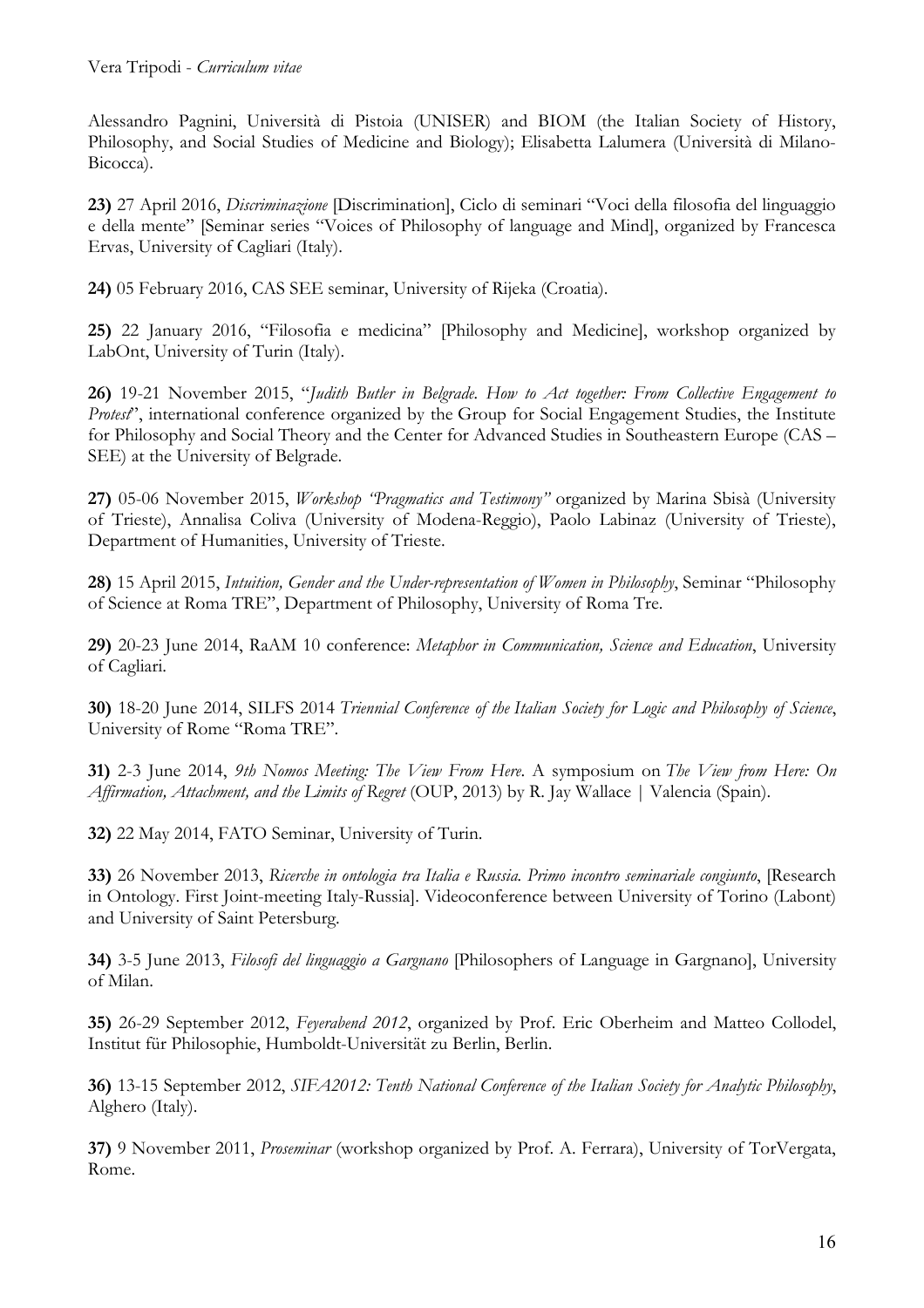Alessandro Pagnini, Università di Pistoia (UNISER) and BIOM (the Italian Society of History, Philosophy, and Social Studies of Medicine and Biology); Elisabetta Lalumera (Università di Milano-Bicocca).

**23)** 27 April 2016, *Discriminazione* [Discrimination], Ciclo di seminari "Voci della filosofia del linguaggio e della mente" [Seminar series "Voices of Philosophy of language and Mind], organized by Francesca Ervas, University of Cagliari (Italy).

**24)** 05 February 2016, CAS SEE seminar, University of Rijeka (Croatia).

**25)** 22 January 2016, "Filosofia e medicina" [Philosophy and Medicine], workshop organized by LabOnt, University of Turin (Italy).

**26)** 19-21 November 2015, "*Judith Butler in Belgrade. How to Act together: From Collective Engagement to Protest*", international conference organized by the Group for Social Engagement Studies, the Institute for Philosophy and Social Theory and the Center for Advanced Studies in Southeastern Europe (CAS – SEE) at the University of Belgrade.

**27)** 05-06 November 2015, *Workshop "Pragmatics and Testimony"* organized by Marina Sbisà (University of Trieste), Annalisa Coliva (University of Modena-Reggio), Paolo Labinaz (University of Trieste), Department of Humanities, University of Trieste.

**28)** 15 April 2015, *Intuition, Gender and the Under-representation of Women in Philosophy*, Seminar "Philosophy of Science at Roma TRE", Department of Philosophy, University of Roma Tre.

**29)** 20-23 June 2014, RaAM 10 conference: *Metaphor in Communication, Science and Education*, University of Cagliari.

**30)** 18-20 June 2014, SILFS 2014 *Triennial Conference of the Italian Society for Logic and Philosophy of Science*, University of Rome "Roma TRE".

**31)** 2-3 June 2014, *9th Nomos Meeting: The View From Here*. A symposium on *The View from Here: On Affirmation, Attachment, and the Limits of Regret* (OUP, 2013) by R. Jay Wallace | Valencia (Spain).

**32)** 22 May 2014, FATO Seminar, University of Turin.

**33)** 26 November 2013, *Ricerche in ontologia tra Italia e Russia. Primo incontro seminariale congiunto*, [Research in Ontology. First Joint-meeting Italy-Russia]. Videoconference between University of Torino (Labont) and University of Saint Petersburg.

**34)** 3-5 June 2013, *Filosofi del linguaggio a Gargnano* [Philosophers of Language in Gargnano], University of Milan.

**35)** 26-29 September 2012, *Feyerabend 2012*, organized by Prof. Eric Oberheim and Matteo Collodel, Institut für Philosophie, Humboldt-Universität zu Berlin, Berlin.

**36)** 13-15 September 2012, *SIFA2012: Tenth National Conference of the Italian Society for Analytic Philosophy*, Alghero (Italy).

**37)** 9 November 2011, *Proseminar* (workshop organized by Prof. A. Ferrara), University of TorVergata, Rome.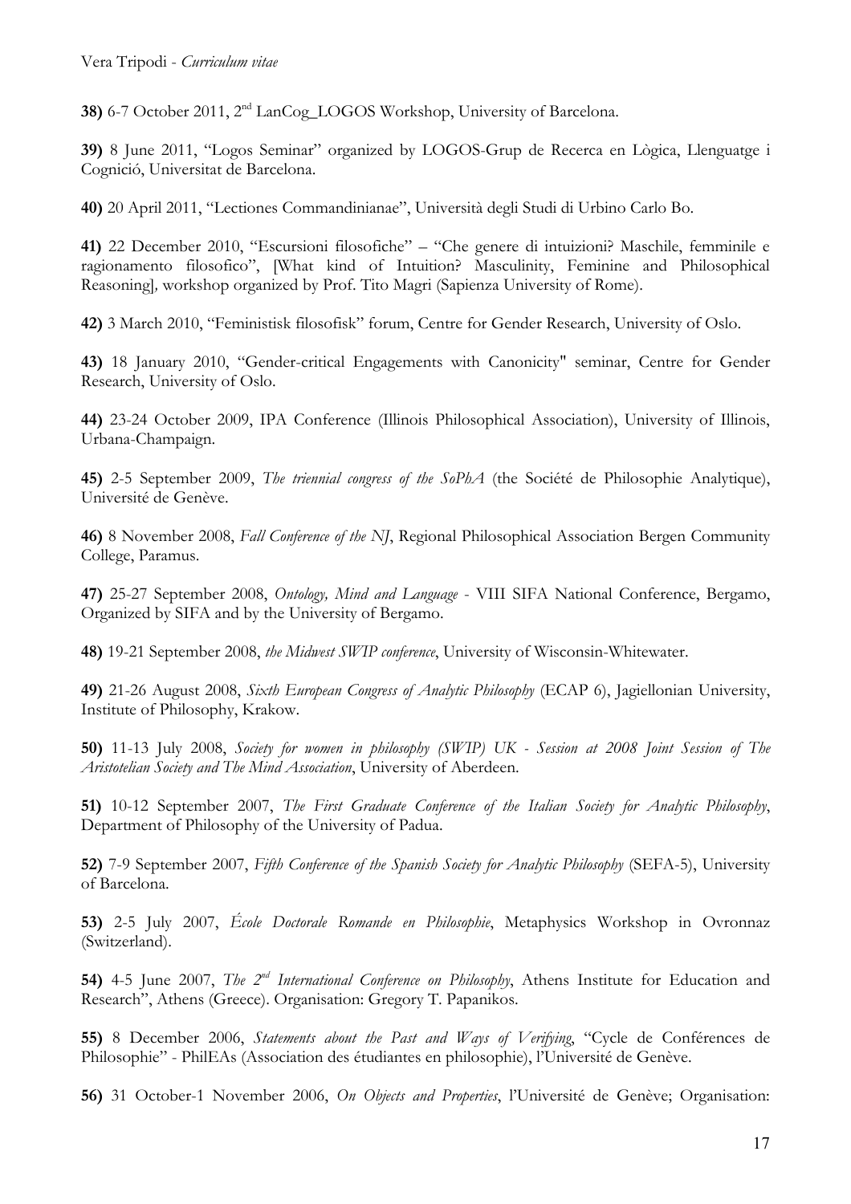**38)** 6-7 October 2011, 2nd LanCog_LOGOS Workshop, University of Barcelona.

**39)** 8 June 2011, "Logos Seminar" organized by LOGOS-Grup de Recerca en Lògica, Llenguatge i Cognició, Universitat de Barcelona.

**40)** 20 April 2011, "Lectiones Commandinianae", Università degli Studi di Urbino Carlo Bo.

**41)** 22 December 2010, "Escursioni filosofiche" – "Che genere di intuizioni? Maschile, femminile e ragionamento filosofico", [What kind of Intuition? Masculinity, Feminine and Philosophical Reasoning], workshop organized by Prof. Tito Magri (Sapienza University of Rome).

**42)** 3 March 2010, "Feministisk filosofisk" forum, Centre for Gender Research, University of Oslo.

**43)** 18 January 2010, "Gender-critical Engagements with Canonicity" seminar, Centre for Gender Research, University of Oslo.

**44)** 23-24 October 2009, IPA Conference (Illinois Philosophical Association), University of Illinois, Urbana-Champaign.

**45)** 2-5 September 2009, *The triennial congress of the SoPhA* (the Société de Philosophie Analytique), Université de Genève.

**46)** 8 November 2008, *Fall Conference of the NJ*, Regional Philosophical Association Bergen Community College, Paramus.

**47)** 25-27 September 2008, *Ontology, Mind and Language* - VIII SIFA National Conference, Bergamo, Organized by SIFA and by the University of Bergamo.

**48)** 19-21 September 2008, *the Midwest SWIP conference*, University of Wisconsin-Whitewater.

**49)** 21-26 August 2008, *Sixth European Congress of Analytic Philosophy* (ECAP 6), Jagiellonian University, Institute of Philosophy, Krakow.

**50)** 11-13 July 2008, *Society for women in philosophy (SWIP) UK - Session at 2008 Joint Session of The Aristotelian Society and The Mind Association*, University of Aberdeen.

**51)** 10-12 September 2007, *The First Graduate Conference of the Italian Society for Analytic Philosophy*, Department of Philosophy of the University of Padua.

**52)** 7-9 September 2007, *Fifth Conference of the Spanish Society for Analytic Philosophy* (SEFA-5), University of Barcelona.

**53)** 2-5 July 2007, *École Doctorale Romande en Philosophie*, Metaphysics Workshop in Ovronnaz (Switzerland).

**54)** 4-5 June 2007, *The 2nd International Conference on Philosophy*, Athens Institute for Education and Research", Athens (Greece). Organisation: Gregory T. Papanikos.

**55)** 8 December 2006, *Statements about the Past and Ways of Verifying*, "Cycle de Conférences de Philosophie" - PhilEAs (Association des étudiantes en philosophie), l'Université de Genève.

**56)** 31 October-1 November 2006, *On Objects and Properties*, l'Université de Genève; Organisation: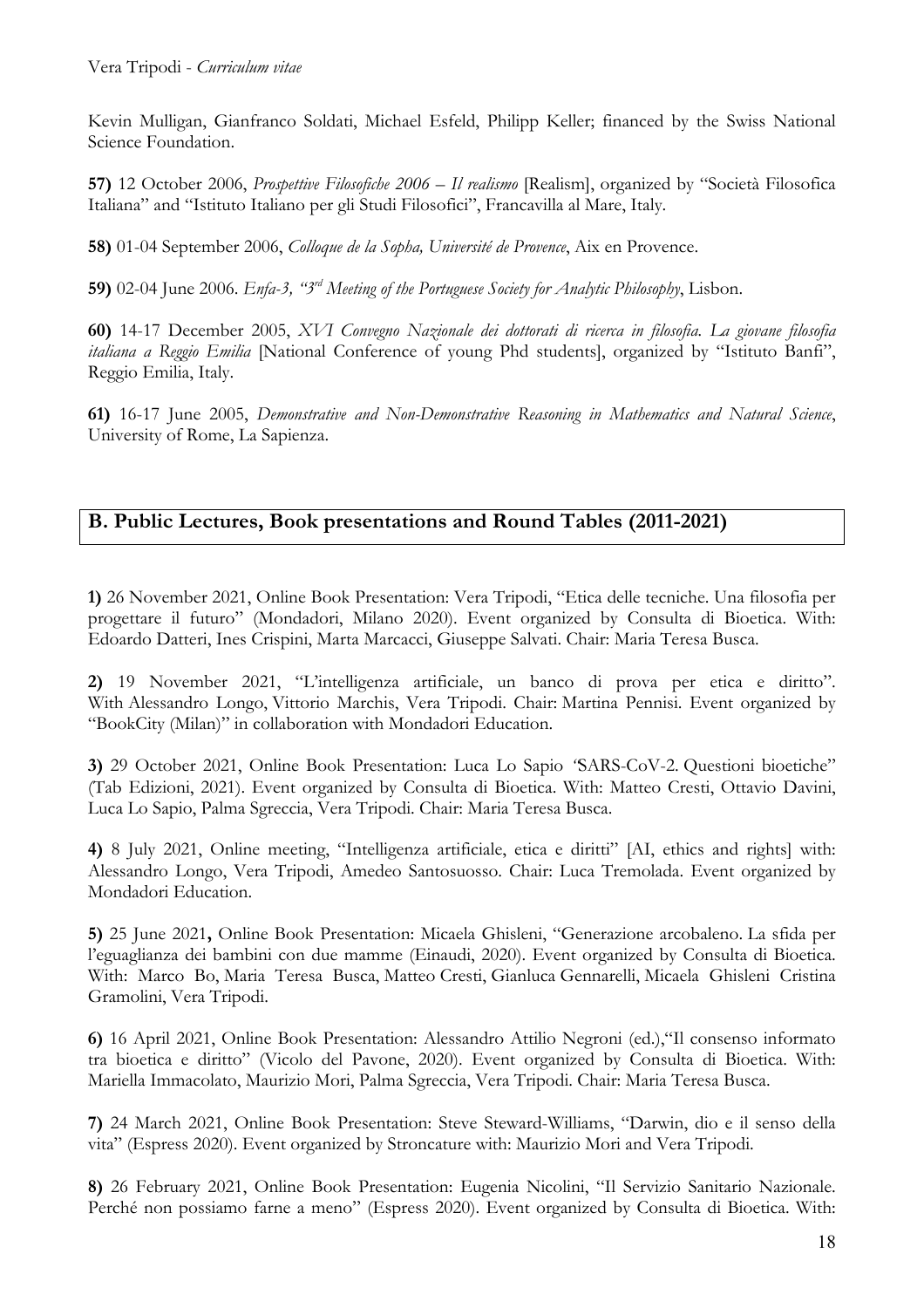Kevin Mulligan, Gianfranco Soldati, Michael Esfeld, Philipp Keller; financed by the Swiss National Science Foundation.

**57)** 12 October 2006, *Prospettive Filosofiche 2006 – Il realismo* [Realism], organized by "Società Filosofica Italiana" and "Istituto Italiano per gli Studi Filosofici", Francavilla al Mare, Italy.

**58)** 01-04 September 2006, *Colloque de la Sopha, Université de Provence*, Aix en Provence.

**59)** 02-04 June 2006. *Enfa-3, "3rd Meeting of the Portuguese Society for Analytic Philosophy*, Lisbon.

**60)** 14-17 December 2005, *XVI Convegno Nazionale dei dottorati di ricerca in filosofia. La giovane filosofia italiana a Reggio Emilia* [National Conference of young Phd students], organized by "Istituto Banfi", Reggio Emilia, Italy.

**61)** 16-17 June 2005, *Demonstrative and Non-Demonstrative Reasoning in Mathematics and Natural Science*, University of Rome, La Sapienza.

## B. Public Lectures, Book presentations and Round Tables (2011-2021)

**1)** 26 November 2021, Online Book Presentation: Vera Tripodi, "Etica delle tecniche. Una filosofia per progettare il futuro" (Mondadori, Milano 2020). Event organized by Consulta di Bioetica. With: Edoardo Datteri, Ines Crispini, Marta Marcacci, Giuseppe Salvati. Chair: Maria Teresa Busca.

**2)** 19 November 2021, "L'intelligenza artificiale, un banco di prova per etica e diritto". With Alessandro Longo, Vittorio Marchis, Vera Tripodi. Chair: Martina Pennisi. Event organized by "BookCity (Milan)" in collaboration with Mondadori Education.

**3)** 29 October 2021, Online Book Presentation: Luca Lo Sapio "SARS-CoV-2. Questioni bioetiche" (Tab Edizioni, 2021). Event organized by Consulta di Bioetica. With: Matteo Cresti, Ottavio Davini, Luca Lo Sapio, Palma Sgreccia, Vera Tripodi. Chair: Maria Teresa Busca.

**4)** 8 July 2021, Online meeting, "Intelligenza artificiale, etica e diritti" [AI, ethics and rights] with: Alessandro Longo, Vera Tripodi, Amedeo Santosuosso. Chair: Luca Tremolada. Event organized by Mondadori Education.

**5)** 25 June 2021**,** Online Book Presentation: Micaela Ghisleni, "Generazione arcobaleno. La sfida per l'eguaglianza dei bambini con due mamme (Einaudi, 2020). Event organized by Consulta di Bioetica. With: Marco Bo, Maria Teresa Busca, Matteo Cresti, Gianluca Gennarelli, Micaela Ghisleni Cristina Gramolini, Vera Tripodi.

**6)** 16 April 2021, Online Book Presentation: Alessandro Attilio Negroni (ed.),"Il consenso informato tra bioetica e diritto" (Vicolo del Pavone, 2020). Event organized by Consulta di Bioetica. With: Mariella Immacolato, Maurizio Mori, Palma Sgreccia, Vera Tripodi. Chair: Maria Teresa Busca.

**7)** 24 March 2021, Online Book Presentation: Steve Steward-Williams, "Darwin, dio e il senso della vita" (Espress 2020). Event organized by Stroncature with: Maurizio Mori and Vera Tripodi.

**8)** 26 February 2021, Online Book Presentation: Eugenia Nicolini, "Il Servizio Sanitario Nazionale. Perché non possiamo farne a meno" (Espress 2020). Event organized by Consulta di Bioetica. With: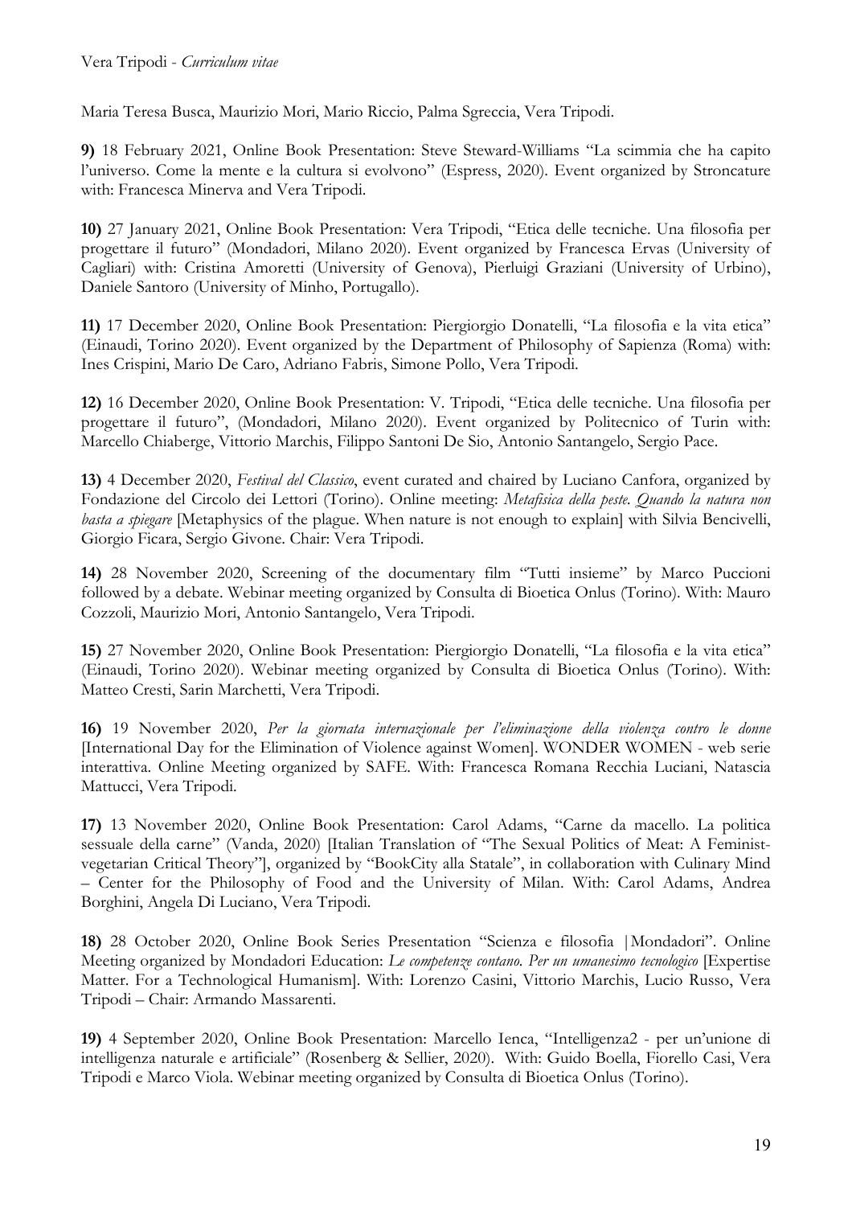Maria Teresa Busca, Maurizio Mori, Mario Riccio, Palma Sgreccia, Vera Tripodi.

**9)** 18 February 2021, Online Book Presentation: Steve Steward-Williams "La scimmia che ha capito l'universo. Come la mente e la cultura si evolvono" (Espress, 2020). Event organized by Stroncature with: Francesca Minerva and Vera Tripodi.

**10)** 27 January 2021, Online Book Presentation: Vera Tripodi, "Etica delle tecniche. Una filosofia per progettare il futuro" (Mondadori, Milano 2020). Event organized by Francesca Ervas (University of Cagliari) with: Cristina Amoretti (University of Genova), Pierluigi Graziani (University of Urbino), Daniele Santoro (University of Minho, Portugallo).

**11)** 17 December 2020, Online Book Presentation: Piergiorgio Donatelli, "La filosofia e la vita etica" (Einaudi, Torino 2020). Event organized by the Department of Philosophy of Sapienza (Roma) with: Ines Crispini, Mario De Caro, Adriano Fabris, Simone Pollo, Vera Tripodi.

**12)** 16 December 2020, Online Book Presentation: V. Tripodi, "Etica delle tecniche. Una filosofia per progettare il futuro", (Mondadori, Milano 2020). Event organized by Politecnico of Turin with: Marcello Chiaberge, Vittorio Marchis, Filippo Santoni De Sio, Antonio Santangelo, Sergio Pace.

**13)** 4 December 2020, *Festival del Classico*, event curated and chaired by Luciano Canfora, organized by Fondazione del Circolo dei Lettori (Torino). Online meeting: *Metafisica della peste. Quando la natura non basta a spiegare* [Metaphysics of the plague. When nature is not enough to explain] with Silvia Bencivelli, Giorgio Ficara, Sergio Givone. Chair: Vera Tripodi.

**14)** 28 November 2020, Screening of the documentary film "Tutti insieme" by Marco Puccioni followed by a debate. Webinar meeting organized by Consulta di Bioetica Onlus (Torino). With: Mauro Cozzoli, Maurizio Mori, Antonio Santangelo, Vera Tripodi.

**15)** 27 November 2020, Online Book Presentation: Piergiorgio Donatelli, "La filosofia e la vita etica" (Einaudi, Torino 2020). Webinar meeting organized by Consulta di Bioetica Onlus (Torino). With: Matteo Cresti, Sarin Marchetti, Vera Tripodi.

**16)** 19 November 2020, *Per la giornata internazionale per l'eliminazione della violenza contro le donne* [International Day for the Elimination of Violence against Women]. WONDER WOMEN - web serie interattiva. Online Meeting organized by SAFE. With: Francesca Romana Recchia Luciani, Natascia Mattucci, Vera Tripodi.

**17)** 13 November 2020, Online Book Presentation: Carol Adams, "Carne da macello. La politica sessuale della carne" (Vanda, 2020) [Italian Translation of "The Sexual Politics of Meat: A Feminist-vegetarian Critical Theory"], organized by "BookCity alla Statale", in collaboration with Culinary Mind – Center for the Philosophy of Food and the University of Milan. With: Carol Adams, Andrea Borghini, Angela Di Luciano, Vera Tripodi.

**18)** 28 October 2020, Online Book Series Presentation "Scienza e filosofia |Mondadori". Online Meeting organized by Mondadori Education: *Le competenze contano. Per un umanesimo tecnologico* [Expertise Matter. For a Technological Humanism]. With: Lorenzo Casini, Vittorio Marchis, Lucio Russo, Vera Tripodi – Chair: Armando Massarenti.

**19)** 4 September 2020, Online Book Presentation: Marcello Ienca, "Intelligenza2 - per un'unione di intelligenza naturale e artificiale" (Rosenberg & Sellier, 2020). With: Guido Boella, Fiorello Casi, Vera Tripodi e Marco Viola. Webinar meeting organized by Consulta di Bioetica Onlus (Torino).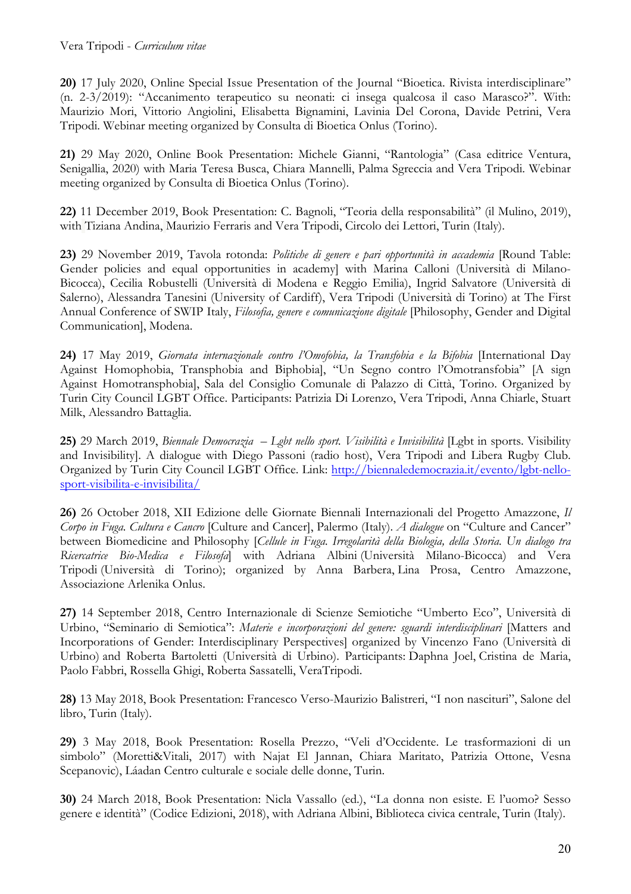**20)** 17 July 2020, Online Special Issue Presentation of the Journal "Bioetica. Rivista interdisciplinare" (n. 2-3/2019): "Accanimento terapeutico su neonati: ci insega qualcosa il caso Marasco?". With: Maurizio Mori, Vittorio Angiolini, Elisabetta Bignamini, Lavinia Del Corona, Davide Petrini, Vera Tripodi. Webinar meeting organized by Consulta di Bioetica Onlus (Torino).

**21)** 29 May 2020, Online Book Presentation: Michele Gianni, "Rantologia" (Casa editrice Ventura, Senigallia, 2020) with Maria Teresa Busca, Chiara Mannelli, Palma Sgreccia and Vera Tripodi. Webinar meeting organized by Consulta di Bioetica Onlus (Torino).

**22)** 11 December 2019, Book Presentation: C. Bagnoli, "Teoria della responsabilità" (il Mulino, 2019), with Tiziana Andina, Maurizio Ferraris and Vera Tripodi, Circolo dei Lettori, Turin (Italy).

**23)** 29 November 2019, Tavola rotonda: *Politiche di genere e pari opportunità in accademia* [Round Table: Gender policies and equal opportunities in academy] with Marina Calloni (Università di Milano-Bicocca), Cecilia Robustelli (Università di Modena e Reggio Emilia), Ingrid Salvatore (Università di Salerno), Alessandra Tanesini (University of Cardiff), Vera Tripodi (Università di Torino) at The First Annual Conference of SWIP Italy, *Filosofia, genere e comunicazione digitale* [Philosophy, Gender and Digital Communication], Modena.

**24)** 17 May 2019, *Giornata internazionale contro l'Omofobia, la Transfobia e la Bifobia* [International Day Against Homophobia, Transphobia and Biphobia], "Un Segno contro l'Omotransfobia" [A sign Against Homotransphobia], Sala del Consiglio Comunale di Palazzo di Città, Torino. Organized by Turin City Council LGBT Office. Participants: Patrizia Di Lorenzo, Vera Tripodi, Anna Chiarle, Stuart Milk, Alessandro Battaglia.

**25)** 29 March 2019, *Biennale Democrazia – Lgbt nello sport. Visibilità e Invisibilità* [Lgbt in sports. Visibility and Invisibility]. A dialogue with Diego Passoni (radio host), Vera Tripodi and Libera Rugby Club. Organized by Turin City Council LGBT Office. Link: http://biennaledemocrazia.it/evento/lgbt-nello-sport-visibilita-e-invisibilita/

**26)** 26 October 2018, XII Edizione delle Giornate Biennali Internazionali del Progetto Amazzone, *Il Corpo in Fuga. Cultura e Cancro* [Culture and Cancer], Palermo (Italy). *A dialogue* on "Culture and Cancer" between Biomedicine and Philosophy [*Cellule in Fuga. Irregolarità della Biologia, della Storia. Un dialogo tra Ricercatrice Bio-Medica e Filosofa*] with Adriana Albini (Università Milano-Bicocca) and Vera Tripodi (Università di Torino); organized by Anna Barbera, Lina Prosa, Centro Amazzone, Associazione Arlenika Onlus.

**27)** 14 September 2018, Centro Internazionale di Scienze Semiotiche "Umberto Eco", Università di Urbino, "Seminario di Semiotica": *Materie e incorporazioni del genere: sguardi interdisciplinari* [Matters and Incorporations of Gender: Interdisciplinary Perspectives] organized by Vincenzo Fano (Università di Urbino) and Roberta Bartoletti (Università di Urbino). Participants: Daphna Joel, Cristina de Maria, Paolo Fabbri, Rossella Ghigi, Roberta Sassatelli, VeraTripodi.

**28)** 13 May 2018, Book Presentation: Francesco Verso-Maurizio Balistreri, "I non nascituri", Salone del libro, Turin (Italy).

**29)** 3 May 2018, Book Presentation: Rosella Prezzo, "Veli d'Occidente. Le trasformazioni di un simbolo" (Moretti&Vitali, 2017) with Najat El Jannan, Chiara Maritato, Patrizia Ottone, Vesna Scepanovic), Láadan Centro culturale e sociale delle donne, Turin.

**30)** 24 March 2018, Book Presentation: Nicla Vassallo (ed.), "La donna non esiste. E l'uomo? Sesso genere e identità" (Codice Edizioni, 2018), with Adriana Albini, Biblioteca civica centrale, Turin (Italy).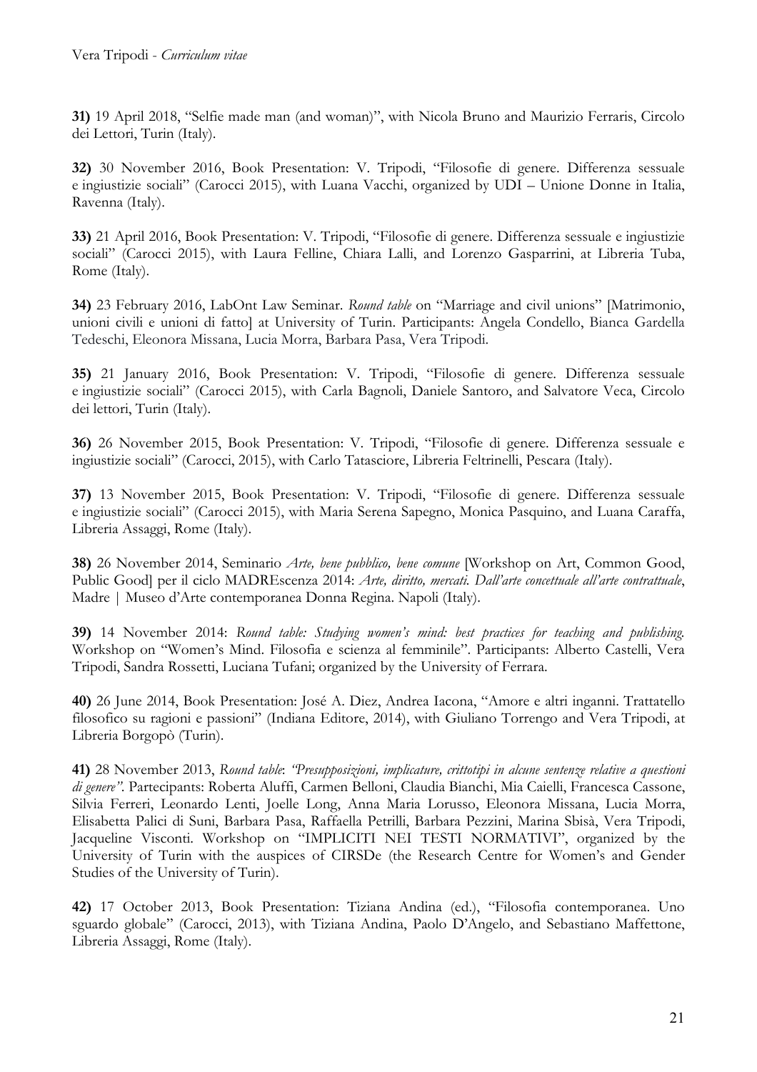**31)** 19 April 2018, "Selfie made man (and woman)", with Nicola Bruno and Maurizio Ferraris, Circolo dei Lettori, Turin (Italy).

**32)** 30 November 2016, Book Presentation: V. Tripodi, "Filosofie di genere. Differenza sessuale e ingiustizie sociali" (Carocci 2015), with Luana Vacchi, organized by UDI – Unione Donne in Italia, Ravenna (Italy).

**33)** 21 April 2016, Book Presentation: V. Tripodi, "Filosofie di genere. Differenza sessuale e ingiustizie sociali" (Carocci 2015), with Laura Felline, Chiara Lalli, and Lorenzo Gasparrini, at Libreria Tuba, Rome (Italy).

**34)** 23 February 2016, LabOnt Law Seminar. *Round table* on "Marriage and civil unions" [Matrimonio, unioni civili e unioni di fatto] at University of Turin. Participants: Angela Condello, Bianca Gardella Tedeschi, Eleonora Missana, Lucia Morra, Barbara Pasa, Vera Tripodi.

**35)** 21 January 2016, Book Presentation: V. Tripodi, "Filosofie di genere. Differenza sessuale e ingiustizie sociali" (Carocci 2015), with Carla Bagnoli, Daniele Santoro, and Salvatore Veca, Circolo dei lettori, Turin (Italy).

**36)** 26 November 2015, Book Presentation: V. Tripodi, "Filosofie di genere. Differenza sessuale e ingiustizie sociali" (Carocci, 2015), with Carlo Tatasciore, Libreria Feltrinelli, Pescara (Italy).

**37)** 13 November 2015, Book Presentation: V. Tripodi, "Filosofie di genere. Differenza sessuale e ingiustizie sociali" (Carocci 2015), with Maria Serena Sapegno, Monica Pasquino, and Luana Caraffa, Libreria Assaggi, Rome (Italy).

**38)** 26 November 2014, Seminario *Arte, bene pubblico, bene comune* [Workshop on Art, Common Good, Public Good] per il ciclo MADREscenza 2014: *Arte, diritto, mercati. Dall'arte concettuale all'arte contrattuale*, Madre | Museo d'Arte contemporanea Donna Regina. Napoli (Italy).

**39)** 14 November 2014: *Round table: Studying women's mind: best practices for teaching and publishing.* Workshop on "Women's Mind. Filosofia e scienza al femminile". Participants: Alberto Castelli, Vera Tripodi, Sandra Rossetti, Luciana Tufani; organized by the University of Ferrara.

**40)** 26 June 2014, Book Presentation: José A. Diez, Andrea Iacona, "Amore e altri inganni. Trattatello filosofico su ragioni e passioni" (Indiana Editore, 2014), with Giuliano Torrengo and Vera Tripodi, at Libreria Borgopò (Turin).

**41)** 28 November 2013, *Round table*: *"Presupposizioni, implicature, crittotipi in alcune sentenze relative a questioni di genere"*. Partecipants: Roberta Aluffi, Carmen Belloni, Claudia Bianchi, Mia Caielli, Francesca Cassone, Silvia Ferreri, Leonardo Lenti, Joelle Long, Anna Maria Lorusso, Eleonora Missana, Lucia Morra, Elisabetta Palici di Suni, Barbara Pasa, Raffaella Petrilli, Barbara Pezzini, Marina Sbisà, Vera Tripodi, Jacqueline Visconti. Workshop on "IMPLICITI NEI TESTI NORMATIVI", organized by the University of Turin with the auspices of CIRSDe (the Research Centre for Women's and Gender Studies of the University of Turin).

**42)** 17 October 2013, Book Presentation: Tiziana Andina (ed.), "Filosofia contemporanea. Uno sguardo globale" (Carocci, 2013), with Tiziana Andina, Paolo D'Angelo, and Sebastiano Maffettone, Libreria Assaggi, Rome (Italy).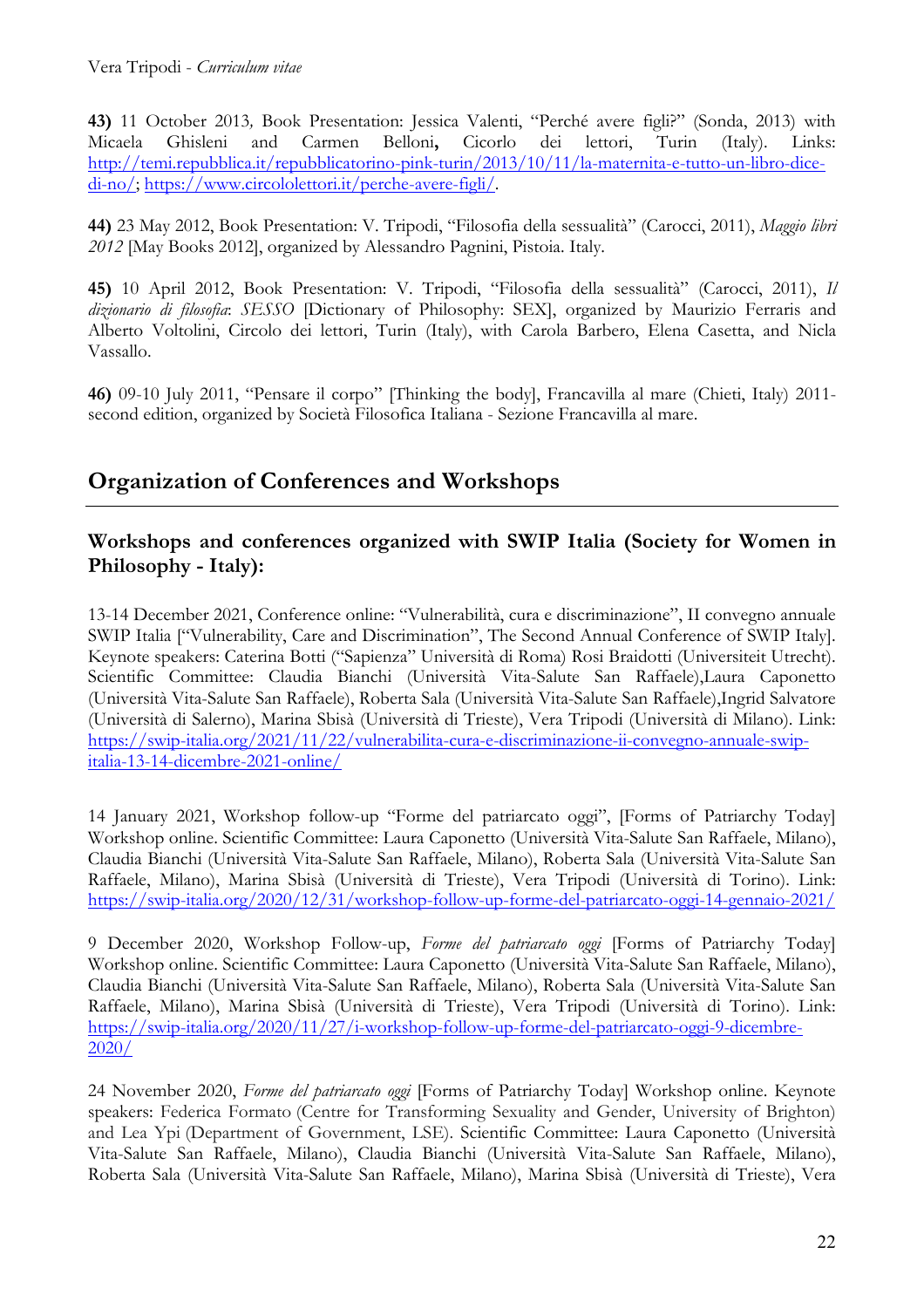**43)** 11 October 2013, Book Presentation: Jessica Valenti, "Perché avere figli?" (Sonda, 2013) with Micaela Ghisleni and Carmen Belloni**,** Cicorlo dei lettori, Turin (Italy). Links: http://temi.repubblica.it/repubblicatorino-pink-turin/2013/10/11/la-maternita-e-tutto-un-libro-dice-di-no/; https://www.circololettori.it/perche-avere-figli/.

**44)** 23 May 2012, Book Presentation: V. Tripodi, "Filosofia della sessualità" (Carocci, 2011), *Maggio libri 2012* [May Books 2012], organized by Alessandro Pagnini, Pistoia. Italy.

**45)** 10 April 2012, Book Presentation: V. Tripodi, "Filosofia della sessualità" (Carocci, 2011), *Il dizionario di filosofia*: *SESSO* [Dictionary of Philosophy: SEX], organized by Maurizio Ferraris and Alberto Voltolini, Circolo dei lettori, Turin (Italy), with Carola Barbero, Elena Casetta, and Nicla Vassallo.

**46)** 09-10 July 2011, "Pensare il corpo" [Thinking the body], Francavilla al mare (Chieti, Italy) 2011-second edition, organized by Società Filosofica Italiana - Sezione Francavilla al mare.

## Organization of Conferences and Workshops

### Workshops and conferences organized with SWIP Italia (Society for Women in Philosophy - Italy):

13-14 December 2021, Conference online: "Vulnerabilità, cura e discriminazione", II convegno annuale SWIP Italia ["Vulnerability, Care and Discrimination", The Second Annual Conference of SWIP Italy]. Keynote speakers: Caterina Botti ("Sapienza" Università di Roma) Rosi Braidotti (Universiteit Utrecht). Scientific Committee: Claudia Bianchi (Università Vita-Salute San Raffaele),Laura Caponetto (Università Vita-Salute San Raffaele), Roberta Sala (Università Vita-Salute San Raffaele),Ingrid Salvatore (Università di Salerno), Marina Sbisà (Università di Trieste), Vera Tripodi (Università di Milano). Link: https://swip-italia.org/2021/11/22/vulnerabilita-cura-e-discriminazione-ii-convegno-annuale-swip-italia-13-14-dicembre-2021-online/

14 January 2021, Workshop follow-up "Forme del patriarcato oggi", [Forms of Patriarchy Today] Workshop online. Scientific Committee: Laura Caponetto (Università Vita-Salute San Raffaele, Milano), Claudia Bianchi (Università Vita-Salute San Raffaele, Milano), Roberta Sala (Università Vita-Salute San Raffaele, Milano), Marina Sbisà (Università di Trieste), Vera Tripodi (Università di Torino). Link: https://swip-italia.org/2020/12/31/workshop-follow-up-forme-del-patriarcato-oggi-14-gennaio-2021/

9 December 2020, Workshop Follow-up, *Forme del patriarcato oggi* [Forms of Patriarchy Today] Workshop online. Scientific Committee: Laura Caponetto (Università Vita-Salute San Raffaele, Milano), Claudia Bianchi (Università Vita-Salute San Raffaele, Milano), Roberta Sala (Università Vita-Salute San Raffaele, Milano), Marina Sbisà (Università di Trieste), Vera Tripodi (Università di Torino). Link: https://swip-italia.org/2020/11/27/i-workshop-follow-up-forme-del-patriarcato-oggi-9-dicembre-2020/

24 November 2020, *Forme del patriarcato oggi* [Forms of Patriarchy Today] Workshop online. Keynote speakers: Federica Formato (Centre for Transforming Sexuality and Gender, University of Brighton) and Lea Ypi (Department of Government, LSE). Scientific Committee: Laura Caponetto (Università Vita-Salute San Raffaele, Milano), Claudia Bianchi (Università Vita-Salute San Raffaele, Milano), Roberta Sala (Università Vita-Salute San Raffaele, Milano), Marina Sbisà (Università di Trieste), Vera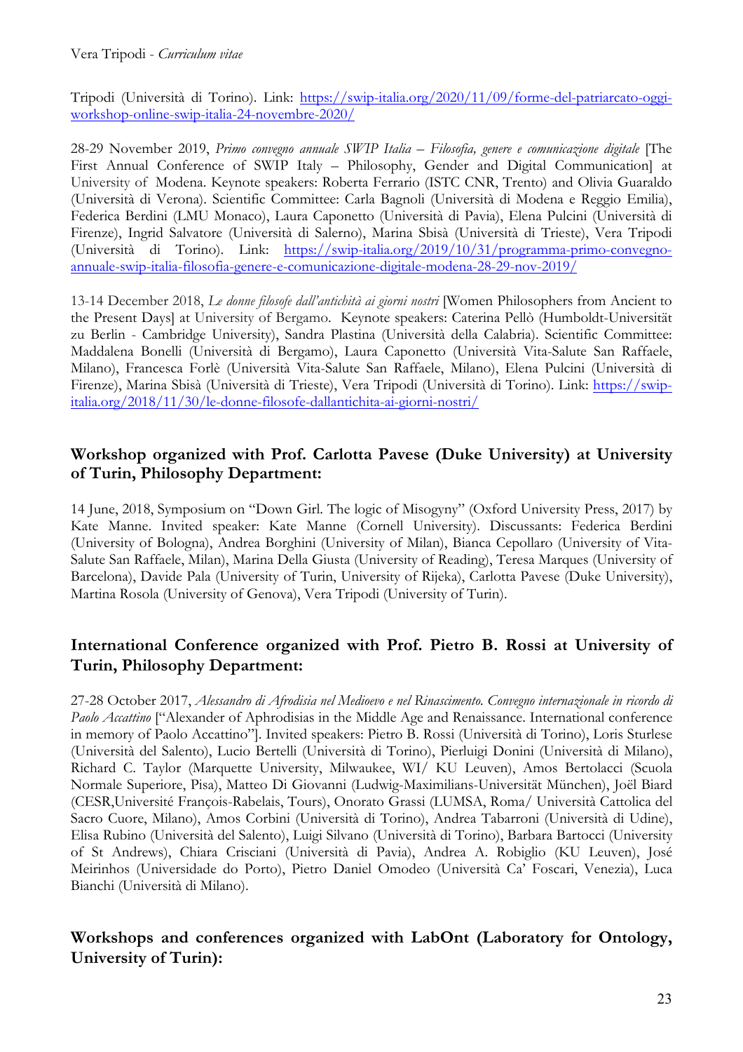Tripodi (Università di Torino). Link: [https://swip-italia.org/2020/11/09/forme-del-patriarcato-oggi-workshop-online-swip-italia-24-novembre-2020/](https://swip-italia.org/2020/11/09/forme-del-patriarcato-oggi-workshop-online-swip-italia-24-novembre-2020/)

28-29 November 2019, *Primo convegno annuale SWIP Italia – Filosofia, genere e comunicazione digitale* [The First Annual Conference of SWIP Italy – Philosophy, Gender and Digital Communication] at University of Modena. Keynote speakers: Roberta Ferrario (ISTC CNR, Trento) and Olivia Guaraldo (Università di Verona). Scientific Committee: Carla Bagnoli (Università di Modena e Reggio Emilia), Federica Berdini (LMU Monaco), Laura Caponetto (Università di Pavia), Elena Pulcini (Università di Firenze), Ingrid Salvatore (Università di Salerno), Marina Sbisà (Università di Trieste), Vera Tripodi (Università di Torino). Link: [https://swip-italia.org/2019/10/31/programma-primo-convegno-annuale-swip-italia-filosofia-genere-e-comunicazione-digitale-modena-28-29-nov-2019/](https://swip-italia.org/2019/10/31/programma-primo-convegno-annuale-swip-italia-filosofia-genere-e-comunicazione-digitale-modena-28-29-nov-2019/)

13-14 December 2018, *Le donne filosofe dall'antichità ai giorni nostri* [Women Philosophers from Ancient to the Present Days] at University of Bergamo. Keynote speakers: Caterina Pellò (Humboldt-Universität zu Berlin - Cambridge University), Sandra Plastina (Università della Calabria). Scientific Committee: Maddalena Bonelli (Università di Bergamo), Laura Caponetto (Università Vita-Salute San Raffaele, Milano), Francesca Forlè (Università Vita-Salute San Raffaele, Milano), Elena Pulcini (Università di Firenze), Marina Sbisà (Università di Trieste), Vera Tripodi (Università di Torino). Link: [https://swip-italia.org/2018/11/30/le-donne-filosofe-dallantichita-ai-giorni-nostri/](https://swip-italia.org/2018/11/30/le-donne-filosofe-dallantichita-ai-giorni-nostri/)

## Workshop organized with Prof. Carlotta Pavese (Duke University) at University of Turin, Philosophy Department:

14 June, 2018, Symposium on "Down Girl. The logic of Misogyny" (Oxford University Press, 2017) by Kate Manne. Invited speaker: Kate Manne (Cornell University). Discussants: Federica Berdini (University of Bologna), Andrea Borghini (University of Milan), Bianca Cepollaro (University of Vita-Salute San Raffaele, Milan), Marina Della Giusta (University of Reading), Teresa Marques (University of Barcelona), Davide Pala (University of Turin, University of Rijeka), Carlotta Pavese (Duke University), Martina Rosola (University of Genova), Vera Tripodi (University of Turin).

## International Conference organized with Prof. Pietro B. Rossi at University of Turin, Philosophy Department:

27-28 October 2017, *Alessandro di Afrodisia nel Medioevo e nel Rinascimento. Convegno internazionale in ricordo di Paolo Accattino* ["Alexander of Aphrodisias in the Middle Age and Renaissance. International conference in memory of Paolo Accattino"]. Invited speakers: Pietro B. Rossi (Università di Torino), Loris Sturlese (Università del Salento), Lucio Bertelli (Università di Torino), Pierluigi Donini (Università di Milano), Richard C. Taylor (Marquette University, Milwaukee, WI/ KU Leuven), Amos Bertolacci (Scuola Normale Superiore, Pisa), Matteo Di Giovanni (Ludwig-Maximilians-Universität München), Joël Biard (CESR,Université François-Rabelais, Tours), Onorato Grassi (LUMSA, Roma/ Università Cattolica del Sacro Cuore, Milano), Amos Corbini (Università di Torino), Andrea Tabarroni (Università di Udine), Elisa Rubino (Università del Salento), Luigi Silvano (Università di Torino), Barbara Bartocci (University of St Andrews), Chiara Crisciani (Università di Pavia), Andrea A. Robiglio (KU Leuven), José Meirinhos (Universidade do Porto), Pietro Daniel Omodeo (Università Ca' Foscari, Venezia), Luca Bianchi (Università di Milano).

## Workshops and conferences organized with LabOnt (Laboratory for Ontology, University of Turin):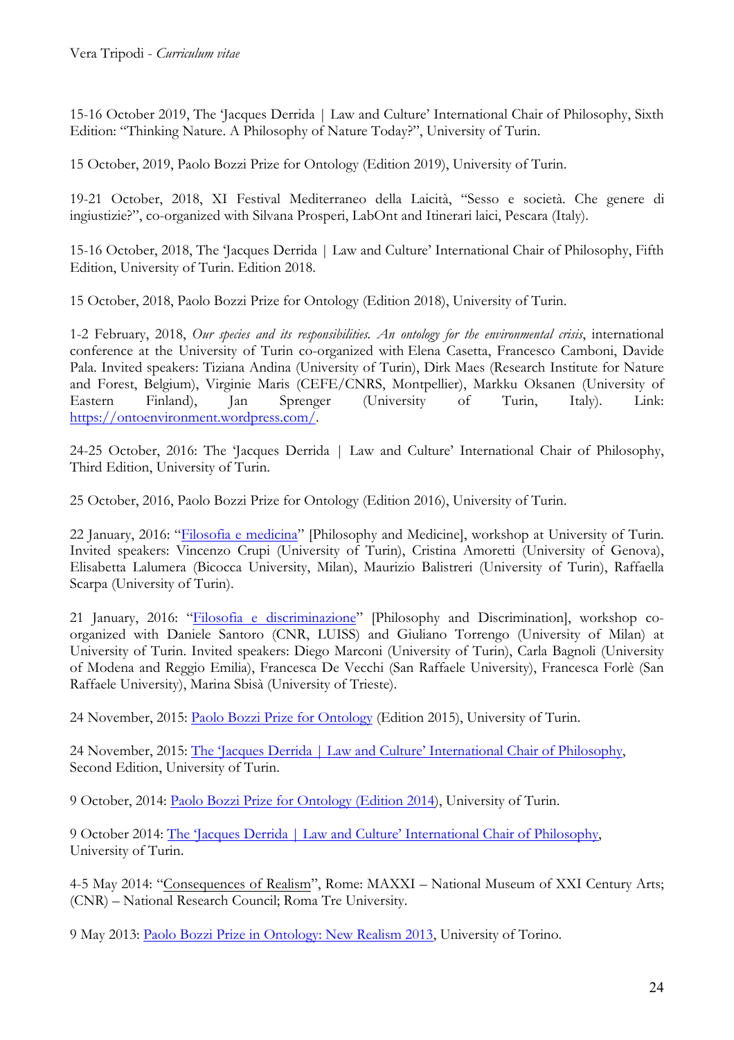15-16 October 2019, The 'Jacques Derrida | Law and Culture' International Chair of Philosophy, Sixth Edition: "Thinking Nature. A Philosophy of Nature Today?", University of Turin.

15 October, 2019, Paolo Bozzi Prize for Ontology (Edition 2019), University of Turin.

19-21 October, 2018, XI Festival Mediterraneo della Laicità, "Sesso e società. Che genere di ingiustizie?", co-organized with Silvana Prosperi, LabOnt and Itinerari laici, Pescara (Italy).

15-16 October, 2018, The 'Jacques Derrida | Law and Culture' International Chair of Philosophy, Fifth Edition, University of Turin. Edition 2018.

15 October, 2018, Paolo Bozzi Prize for Ontology (Edition 2018), University of Turin.

1-2 February, 2018, *Our species and its responsibilities. An ontology for the environmental crisis*, international conference at the University of Turin co-organized with Elena Casetta, Francesco Camboni, Davide Pala. Invited speakers: Tiziana Andina (University of Turin), Dirk Maes (Research Institute for Nature and Forest, Belgium), Virginie Maris (CEFE/CNRS, Montpellier), Markku Oksanen (University of Eastern Finland), Jan Sprenger (University of Turin, Italy). Link: https://ontoenvironment.wordpress.com/.

24-25 October, 2016: The 'Jacques Derrida | Law and Culture' International Chair of Philosophy, Third Edition, University of Turin.

25 October, 2016, Paolo Bozzi Prize for Ontology (Edition 2016), University of Turin.

22 January, 2016: "Filosofia e medicina" [Philosophy and Medicine], workshop at University of Turin. Invited speakers: Vincenzo Crupi (University of Turin), Cristina Amoretti (University of Genova), Elisabetta Lalumera (Bicocca University, Milan), Maurizio Balistreri (University of Turin), Raffaella Scarpa (University of Turin).

21 January, 2016: "Filosofia e discriminazione" [Philosophy and Discrimination], workshop co-organized with Daniele Santoro (CNR, LUISS) and Giuliano Torrengo (University of Milan) at University of Turin. Invited speakers: Diego Marconi (University of Turin), Carla Bagnoli (University of Modena and Reggio Emilia), Francesca De Vecchi (San Raffaele University), Francesca Forlè (San Raffaele University), Marina Sbisà (University of Trieste).

24 November, 2015: Paolo Bozzi Prize for Ontology (Edition 2015), University of Turin.

24 November, 2015: The 'Jacques Derrida | Law and Culture' International Chair of Philosophy, Second Edition, University of Turin.

9 October, 2014: Paolo Bozzi Prize for Ontology (Edition 2014), University of Turin.

9 October 2014: The 'Jacques Derrida | Law and Culture' International Chair of Philosophy, University of Turin.

4-5 May 2014: "Consequences of Realism", Rome: MAXXI – National Museum of XXI Century Arts; (CNR) – National Research Council; Roma Tre University.

9 May 2013: Paolo Bozzi Prize in Ontology: New Realism 2013, University of Torino.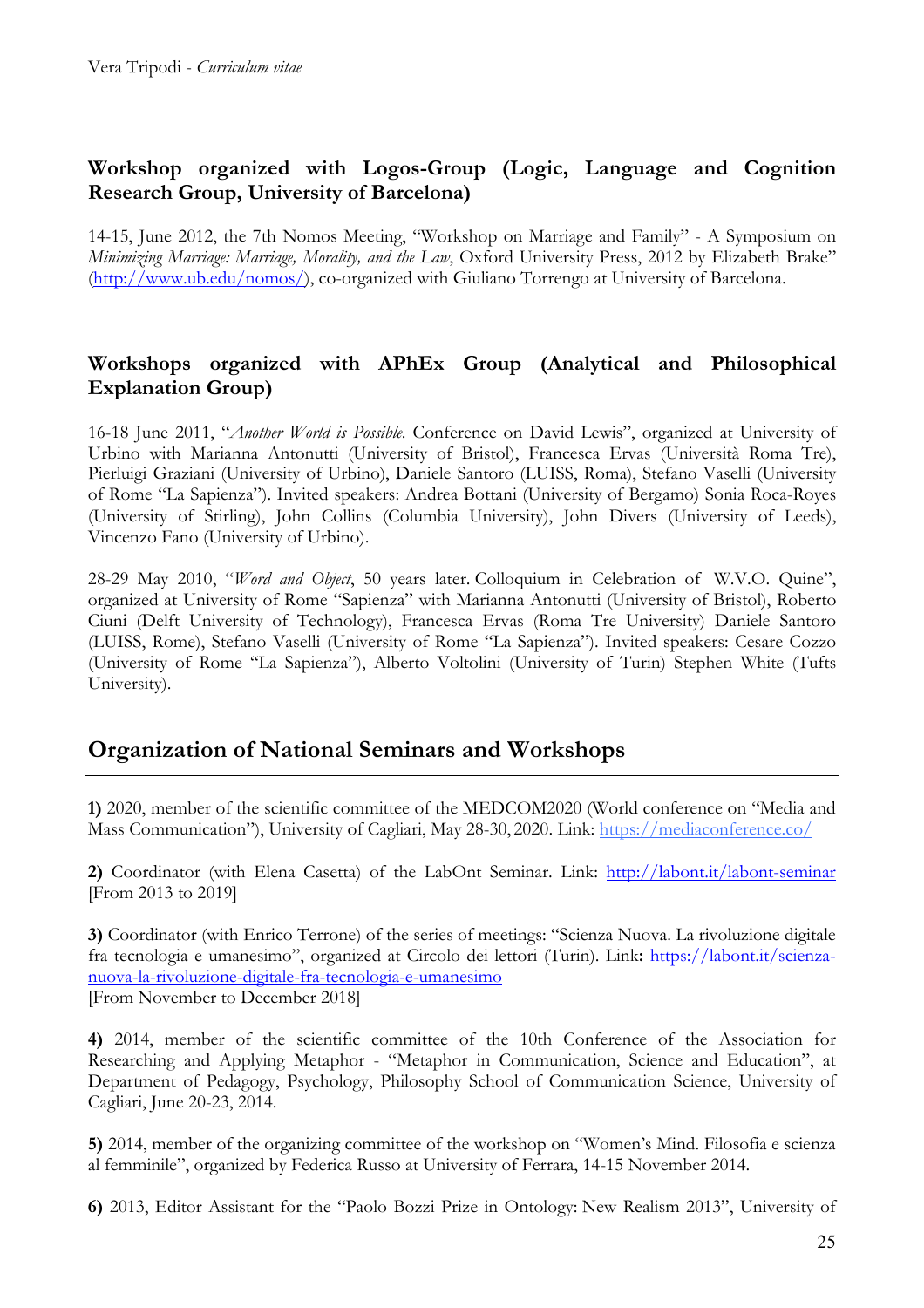### Workshop organized with Logos-Group (Logic, Language and Cognition Research Group, University of Barcelona)

14-15, June 2012, the 7th Nomos Meeting, "Workshop on Marriage and Family" - A Symposium on *Minimizing Marriage: Marriage, Morality, and the Law*, Oxford University Press, 2012 by Elizabeth Brake" (http://www.ub.edu/nomos/), co-organized with Giuliano Torrengo at University of Barcelona.

### Workshops organized with APhEx Group (Analytical and Philosophical Explanation Group)

16-18 June 2011, "*Another World is Possible.* Conference on David Lewis", organized at University of Urbino with Marianna Antonutti (University of Bristol), Francesca Ervas (Università Roma Tre), Pierluigi Graziani (University of Urbino), Daniele Santoro (LUISS, Roma), Stefano Vaselli (University of Rome "La Sapienza"). Invited speakers: Andrea Bottani (University of Bergamo) Sonia Roca-Royes (University of Stirling), John Collins (Columbia University), John Divers (University of Leeds), Vincenzo Fano (University of Urbino).

28-29 May 2010, "*Word and Object*, 50 years later. Colloquium in Celebration of W.V.O. Quine", organized at University of Rome "Sapienza" with Marianna Antonutti (University of Bristol), Roberto Ciuni (Delft University of Technology), Francesca Ervas (Roma Tre University) Daniele Santoro (LUISS, Rome), Stefano Vaselli (University of Rome "La Sapienza"). Invited speakers: Cesare Cozzo (University of Rome "La Sapienza"), Alberto Voltolini (University of Turin) Stephen White (Tufts University).

## Organization of National Seminars and Workshops

**1)** 2020, member of the scientific committee of the MEDCOM2020 (World conference on "Media and Mass Communication"), University of Cagliari, May 28-30, 2020. Link: https://mediaconference.co/

**2)** Coordinator (with Elena Casetta) of the LabOnt Seminar. Link: http://labont.it/labont-seminar [From 2013 to 2019]

**3)** Coordinator (with Enrico Terrone) of the series of meetings: "Scienza Nuova. La rivoluzione digitale fra tecnologia e umanesimo", organized at Circolo dei lettori (Turin). Link: https://labont.it/scienza-nuova-la-rivoluzione-digitale-fra-tecnologia-e-umanesimo
[From November to December 2018]

**4)** 2014, member of the scientific committee of the 10th Conference of the Association for Researching and Applying Metaphor - "Metaphor in Communication, Science and Education", at Department of Pedagogy, Psychology, Philosophy School of Communication Science, University of Cagliari, June 20-23, 2014.

**5)** 2014, member of the organizing committee of the workshop on "Women's Mind. Filosofia e scienza al femminile", organized by Federica Russo at University of Ferrara, 14-15 November 2014.

**6)** 2013, Editor Assistant for the "Paolo Bozzi Prize in Ontology: New Realism 2013", University of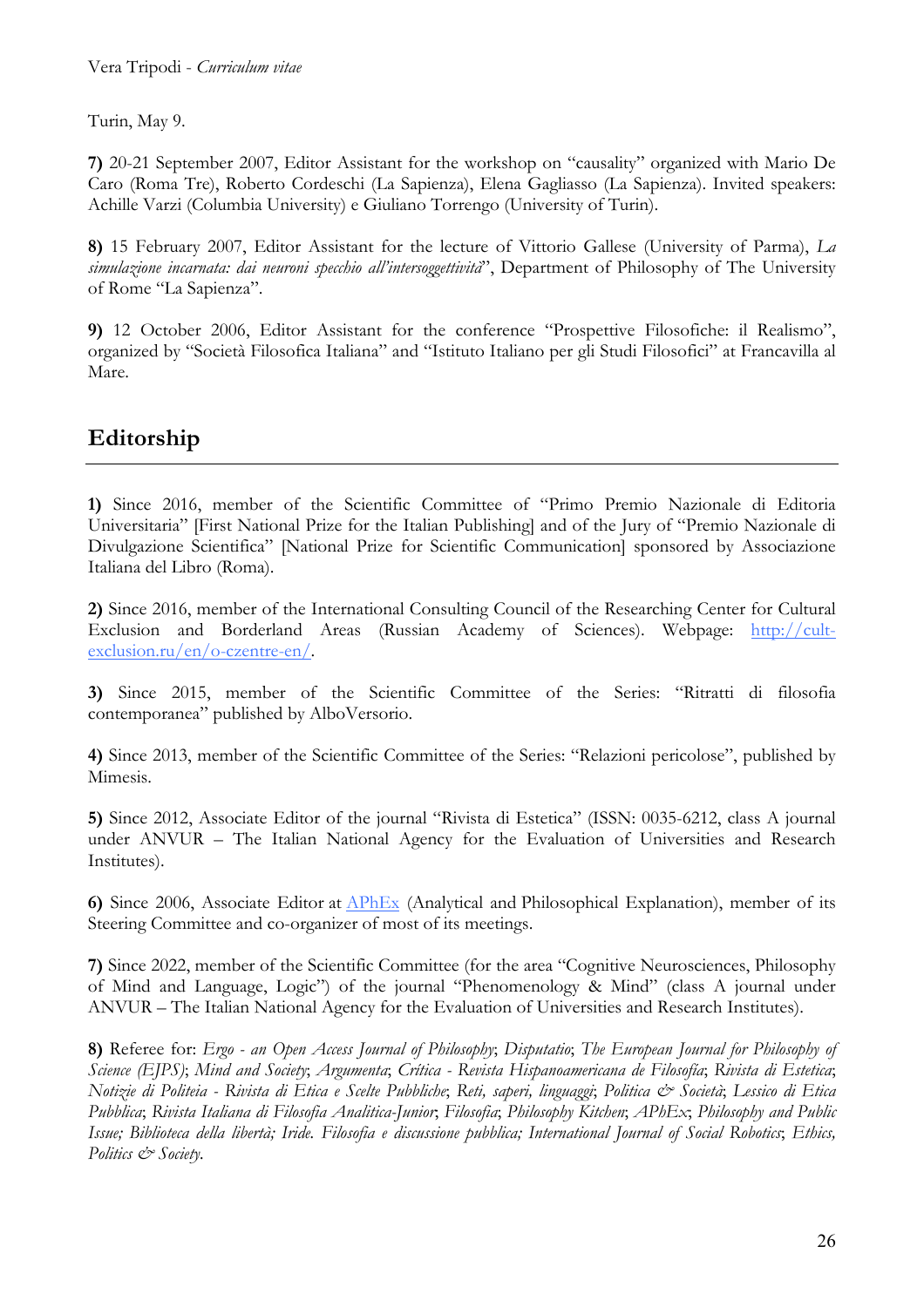Turin, May 9.

**7)** 20-21 September 2007, Editor Assistant for the workshop on "causality" organized with Mario De Caro (Roma Tre), Roberto Cordeschi (La Sapienza), Elena Gagliasso (La Sapienza). Invited speakers: Achille Varzi (Columbia University) e Giuliano Torrengo (University of Turin).

**8)** 15 February 2007, Editor Assistant for the lecture of Vittorio Gallese (University of Parma), *La simulazione incarnata: dai neuroni specchio all'intersoggettività*", Department of Philosophy of The University of Rome "La Sapienza".

**9)** 12 October 2006, Editor Assistant for the conference "Prospettive Filosofiche: il Realismo", organized by "Società Filosofica Italiana" and "Istituto Italiano per gli Studi Filosofici" at Francavilla al Mare.

## Editorship

**1)** Since 2016, member of the Scientific Committee of "Primo Premio Nazionale di Editoria Universitaria" [First National Prize for the Italian Publishing] and of the Jury of "Premio Nazionale di Divulgazione Scientifica" [National Prize for Scientific Communication] sponsored by Associazione Italiana del Libro (Roma).

**2)** Since 2016, member of the International Consulting Council of the Researching Center for Cultural Exclusion and Borderland Areas (Russian Academy of Sciences). Webpage: http://cult-exclusion.ru/en/o-czentre-en/.

**3)** Since 2015, member of the Scientific Committee of the Series: "Ritratti di filosofia contemporanea" published by AlboVersorio.

**4)** Since 2013, member of the Scientific Committee of the Series: "Relazioni pericolose", published by Mimesis.

**5)** Since 2012, Associate Editor of the journal "Rivista di Estetica" (ISSN: 0035-6212, class A journal under ANVUR – The Italian National Agency for the Evaluation of Universities and Research Institutes).

**6)** Since 2006, Associate Editor at APhEx (Analytical and Philosophical Explanation), member of its Steering Committee and co-organizer of most of its meetings.

**7)** Since 2022, member of the Scientific Committee (for the area "Cognitive Neurosciences, Philosophy of Mind and Language, Logic") of the journal "Phenomenology & Mind" (class A journal under ANVUR – The Italian National Agency for the Evaluation of Universities and Research Institutes).

**8)** Referee for: *Ergo - an Open Access Journal of Philosophy*; *Disputatio*; *The European Journal for Philosophy of Science (EJPS)*; *Mind and Society*; *Argumenta*; *Crítica - Revista Hispanoamericana de Filosofía*; *Rivista di Estetica*; *Notizie di Politeia - Rivista di Etica e Scelte Pubbliche*; *Reti, saperi, linguaggi*; *Politica & Società*; *Lessico di Etica Pubblica*; *Rivista Italiana di Filosofia Analitica-Junior*; *Filosofia*; *Philosophy Kitchen*; *APhEx*; *Philosophy and Public Issue; Biblioteca della libertà; Iride. Filosofia e discussione pubblica; International Journal of Social Robotics*; *Ethics, Politics & Society.*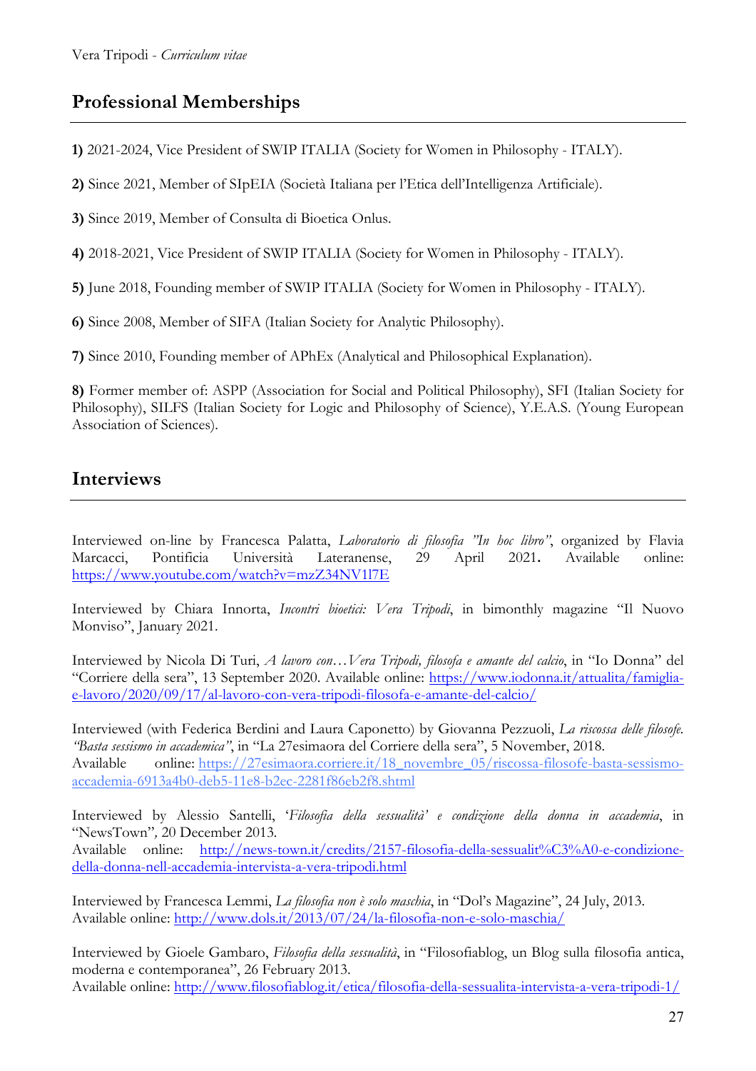## Professional Memberships

**1)** 2021-2024, Vice President of SWIP ITALIA (Society for Women in Philosophy - ITALY).

**2)** Since 2021, Member of SIpEIA (Società Italiana per l'Etica dell'Intelligenza Artificiale).

**3)** Since 2019, Member of Consulta di Bioetica Onlus.

**4)** 2018-2021, Vice President of SWIP ITALIA (Society for Women in Philosophy - ITALY).

**5)** June 2018, Founding member of SWIP ITALIA (Society for Women in Philosophy - ITALY).

**6)** Since 2008, Member of SIFA (Italian Society for Analytic Philosophy).

**7)** Since 2010, Founding member of APhEx (Analytical and Philosophical Explanation).

**8)** Former member of: ASPP (Association for Social and Political Philosophy), SFI (Italian Society for Philosophy), SILFS (Italian Society for Logic and Philosophy of Science), Y.E.A.S. (Young European Association of Sciences).

## Interviews

Interviewed on-line by Francesca Palatta, *Laboratorio di filosofia "In hoc libro"*, organized by Flavia Marcacci, Pontificia Università Lateranense, 29 April 2021**.** Available online: https://www.youtube.com/watch?v=mzZ34NV1l7E

Interviewed by Chiara Innorta, *Incontri bioetici: Vera Tripodi*, in bimonthly magazine "Il Nuovo Monviso", January 2021.

Interviewed by Nicola Di Turi, *A lavoro con…Vera Tripodi, filosofa e amante del calcio*, in "Io Donna" del "Corriere della sera", 13 September 2020. Available online: https://www.iodonna.it/attualita/famiglia-e-lavoro/2020/09/17/al-lavoro-con-vera-tripodi-filosofa-e-amante-del-calcio/

Interviewed (with Federica Berdini and Laura Caponetto) by Giovanna Pezzuoli, *La riscossa delle filosofe. "Basta sessismo in accademica"*, in "La 27esimaora del Corriere della sera", 5 November, 2018. Available online: https://27esimaora.corriere.it/18_novembre_05/riscossa-filosofe-basta-sessismo-accademia-6913a4b0-deb5-11e8-b2ec-2281f86eb2f8.shtml

Interviewed by Alessio Santelli, '*Filosofia della sessualità' e condizione della donna in accademia*, in "NewsTown"*,* 20 December 2013. Available online: http://news-town.it/credits/2157-filosofia-della-sessualit%C3%A0-e-condizione-della-donna-nell-accademia-intervista-a-vera-tripodi.html

Interviewed by Francesca Lemmi, *La filosofia non è solo maschia*, in "Dol's Magazine", 24 July, 2013. Available online: http://www.dols.it/2013/07/24/la-filosofia-non-e-solo-maschia/

Interviewed by Gioele Gambaro, *Filosofia della sessualità*, in "Filosofiablog, un Blog sulla filosofia antica, moderna e contemporanea", 26 February 2013. Available online: http://www.filosofiablog.it/etica/filosofia-della-sessualita-intervista-a-vera-tripodi-1/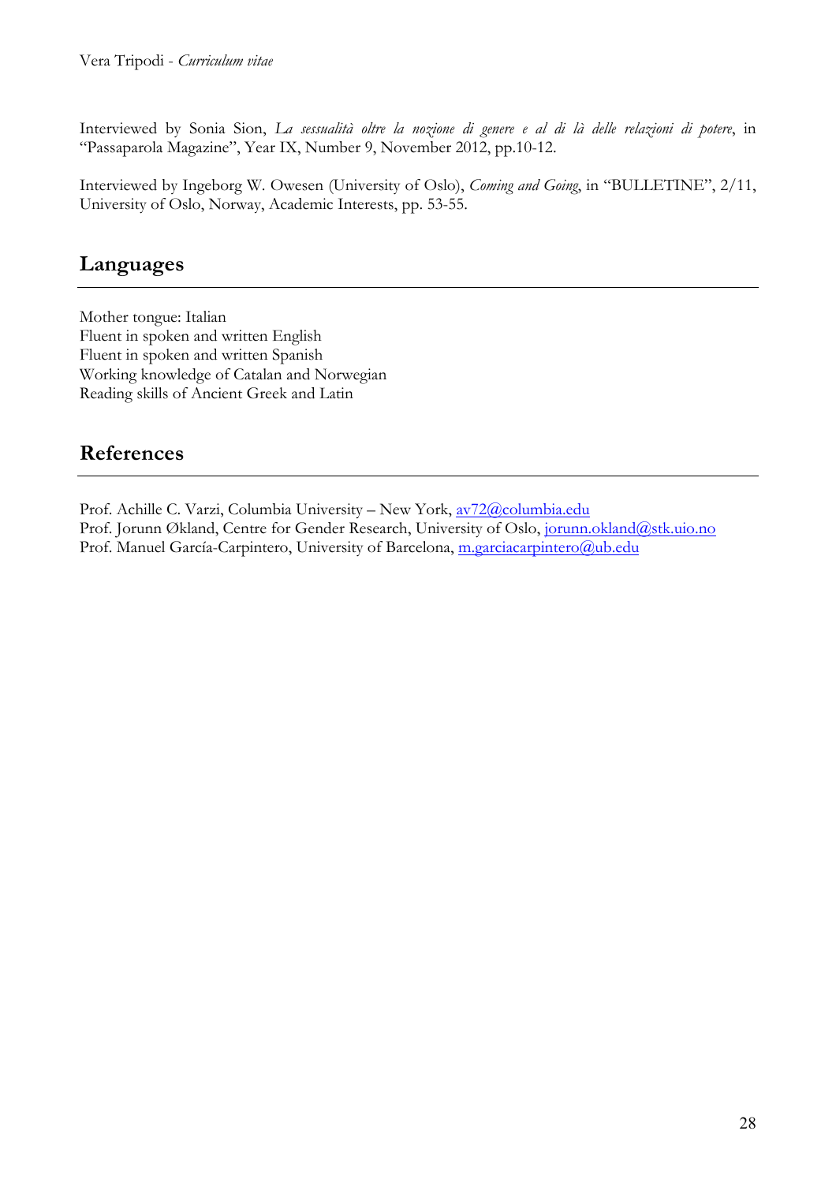Interviewed by Sonia Sion, *La sessualità oltre la nozione di genere e al di là delle relazioni di potere*, in "Passaparola Magazine", Year IX, Number 9, November 2012, pp.10-12.

Interviewed by Ingeborg W. Owesen (University of Oslo), *Coming and Going*, in "BULLETINE", 2/11, University of Oslo, Norway, Academic Interests, pp. 53-55.

## Languages

Mother tongue: Italian
Fluent in spoken and written English
Fluent in spoken and written Spanish
Working knowledge of Catalan and Norwegian
Reading skills of Ancient Greek and Latin

## References

Prof. Achille C. Varzi, Columbia University – New York, av72@columbia.edu
Prof. Jorunn Økland, Centre for Gender Research, University of Oslo, jorunn.okland@stk.uio.no
Prof. Manuel García-Carpintero, University of Barcelona, m.garciacarpintero@ub.edu